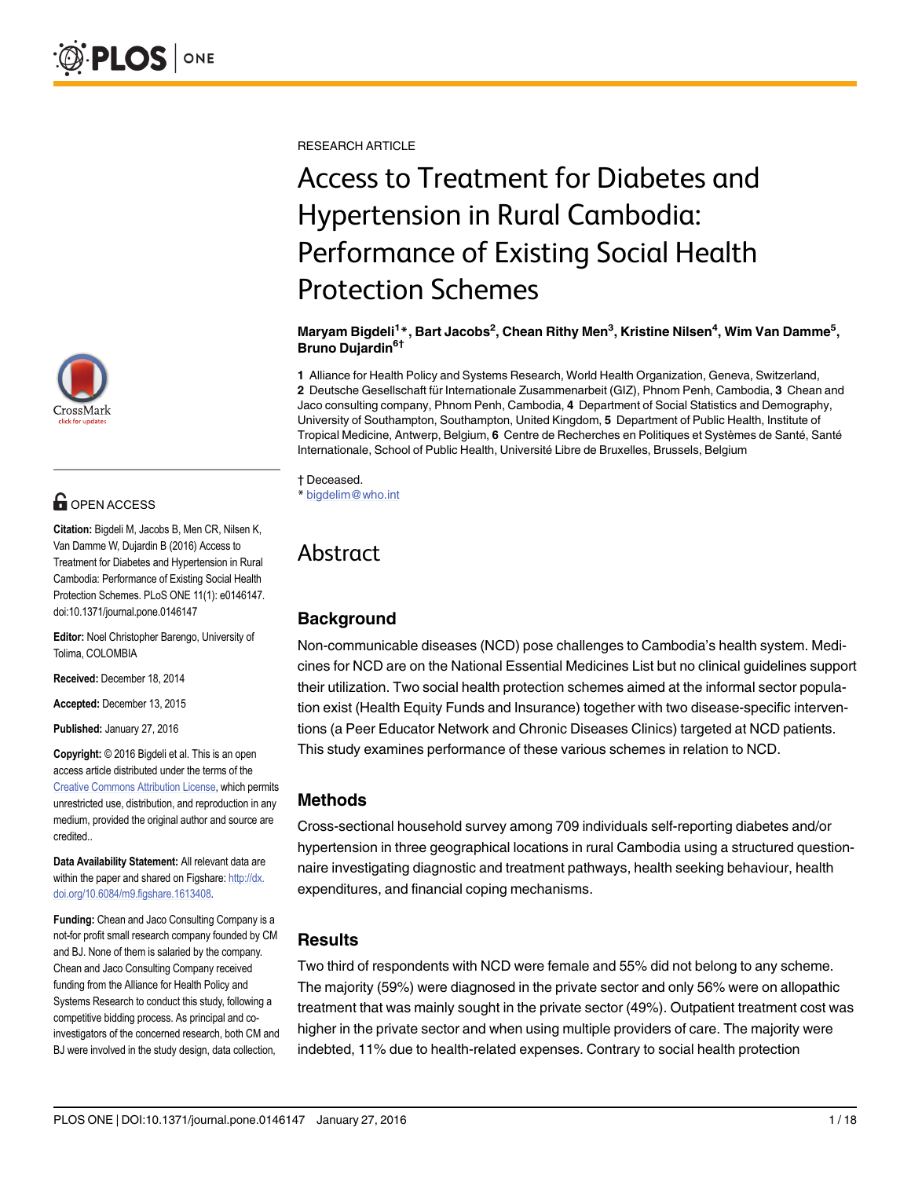RESEARCH ARTICLE

# Access to Treatment for Diabetes and Hypertension in Rural Cambodia: Performance of Existing Social Health Protection Schemes

**Maryam Bigdeli[1]*, Bart Jacobs[2], Chean Rithy Men[3], Kristine Nilsen[4], Wim Van Damme[5], Bruno Dujardin[6†]**

**1** Alliance for Health Policy and Systems Research, World Health Organization, Geneva, Switzerland, **2** Deutsche Gesellschaft für Internationale Zusammenarbeit (GIZ), Phnom Penh, Cambodia, **3** Chean and Jaco consulting company, Phnom Penh, Cambodia, **4** Department of Social Statistics and Demography, University of Southampton, Southampton, United Kingdom, **5** Department of Public Health, Institute of Tropical Medicine, Antwerp, Belgium, **6** Centre de Recherches en Politiques et Systèmes de Santé, Santé Internationale, School of Public Health, Université Libre de Bruxelles, Brussels, Belgium

† Deceased.
* bigdelim@who.int

OPEN ACCESS

**Citation:** Bigdeli M, Jacobs B, Men CR, Nilsen K, Van Damme W, Dujardin B (2016) Access to Treatment for Diabetes and Hypertension in Rural Cambodia: Performance of Existing Social Health Protection Schemes. PLoS ONE 11(1): e0146147. doi:10.1371/journal.pone.0146147

**Editor:** Noel Christopher Barengo, University of Tolima, COLOMBIA

**Received:** December 18, 2014

**Accepted:** December 13, 2015

**Published:** January 27, 2016

**Copyright:** © 2016 Bigdeli et al. This is an open access article distributed under the terms of the Creative Commons Attribution License, which permits unrestricted use, distribution, and reproduction in any medium, provided the original author and source are credited..

**Data Availability Statement:** All relevant data are within the paper and shared on Figshare: http://dx.doi.org/10.6084/m9.figshare.1613408.

**Funding:** Chean and Jaco Consulting Company is a not-for profit small research company founded by CM and BJ. None of them is salaried by the company. Chean and Jaco Consulting Company received funding from the Alliance for Health Policy and Systems Research to conduct this study, following a competitive bidding process. As principal and co-investigators of the concerned research, both CM and BJ were involved in the study design, data collection,

## Abstract

### Background

Non-communicable diseases (NCD) pose challenges to Cambodia's health system. Medicines for NCD are on the National Essential Medicines List but no clinical guidelines support their utilization. Two social health protection schemes aimed at the informal sector population exist (Health Equity Funds and Insurance) together with two disease-specific interventions (a Peer Educator Network and Chronic Diseases Clinics) targeted at NCD patients. This study examines performance of these various schemes in relation to NCD.

### Methods

Cross-sectional household survey among 709 individuals self-reporting diabetes and/or hypertension in three geographical locations in rural Cambodia using a structured questionnaire investigating diagnostic and treatment pathways, health seeking behaviour, health expenditures, and financial coping mechanisms.

### Results

Two third of respondents with NCD were female and 55% did not belong to any scheme. The majority (59%) were diagnosed in the private sector and only 56% were on allopathic treatment that was mainly sought in the private sector (49%). Outpatient treatment cost was higher in the private sector and when using multiple providers of care. The majority were indebted, 11% due to health-related expenses. Contrary to social health protection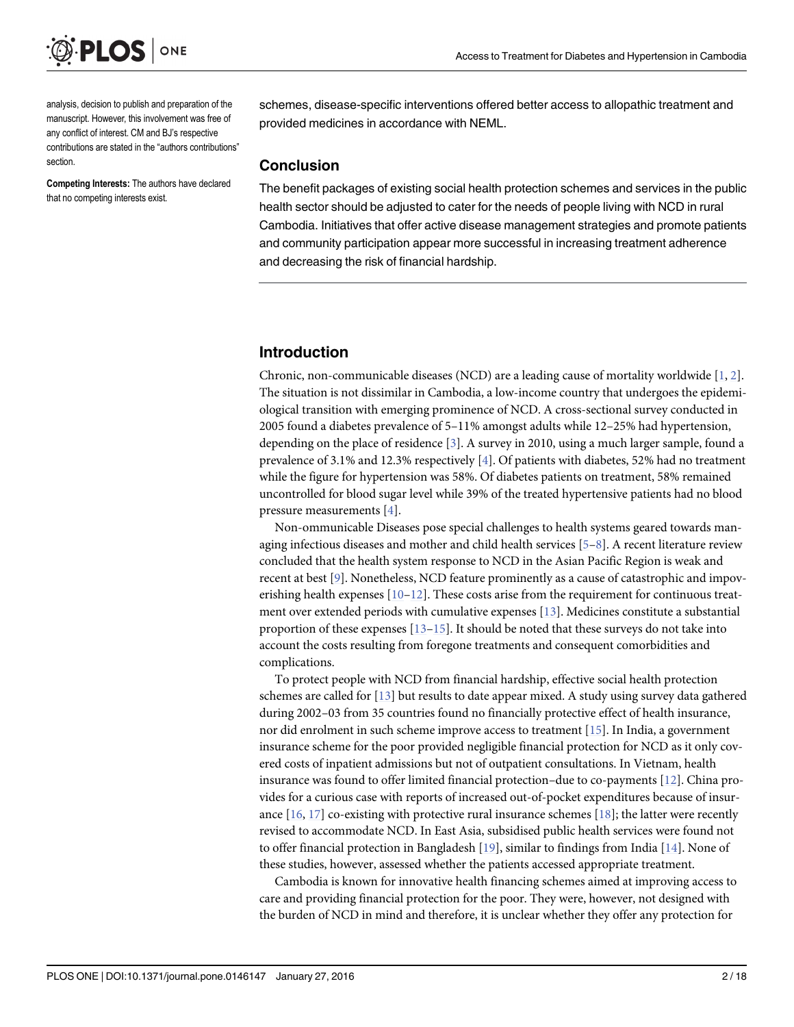analysis, decision to publish and preparation of the manuscript. However, this involvement was free of any conflict of interest. CM and BJ's respective contributions are stated in the "authors contributions" section.

**Competing Interests:** The authors have declared that no competing interests exist.

schemes, disease-specific interventions offered better access to allopathic treatment and provided medicines in accordance with NEML.

## Conclusion

The benefit packages of existing social health protection schemes and services in the public health sector should be adjusted to cater for the needs of people living with NCD in rural Cambodia. Initiatives that offer active disease management strategies and promote patients and community participation appear more successful in increasing treatment adherence and decreasing the risk of financial hardship.

## Introduction

Chronic, non-communicable diseases (NCD) are a leading cause of mortality worldwide [1, 2]. The situation is not dissimilar in Cambodia, a low-income country that undergoes the epidemiological transition with emerging prominence of NCD. A cross-sectional survey conducted in 2005 found a diabetes prevalence of 5–11% amongst adults while 12–25% had hypertension, depending on the place of residence [3]. A survey in 2010, using a much larger sample, found a prevalence of 3.1% and 12.3% respectively [4]. Of patients with diabetes, 52% had no treatment while the figure for hypertension was 58%. Of diabetes patients on treatment, 58% remained uncontrolled for blood sugar level while 39% of the treated hypertensive patients had no blood pressure measurements [4].

Non-ommunicable Diseases pose special challenges to health systems geared towards managing infectious diseases and mother and child health services [5–8]. A recent literature review concluded that the health system response to NCD in the Asian Pacific Region is weak and recent at best [9]. Nonetheless, NCD feature prominently as a cause of catastrophic and impoverishing health expenses [10–12]. These costs arise from the requirement for continuous treatment over extended periods with cumulative expenses [13]. Medicines constitute a substantial proportion of these expenses [13–15]. It should be noted that these surveys do not take into account the costs resulting from foregone treatments and consequent comorbidities and complications.

To protect people with NCD from financial hardship, effective social health protection schemes are called for [13] but results to date appear mixed. A study using survey data gathered during 2002–03 from 35 countries found no financially protective effect of health insurance, nor did enrolment in such scheme improve access to treatment [15]. In India, a government insurance scheme for the poor provided negligible financial protection for NCD as it only covered costs of inpatient admissions but not of outpatient consultations. In Vietnam, health insurance was found to offer limited financial protection–due to co-payments [12]. China provides for a curious case with reports of increased out-of-pocket expenditures because of insurance [16, 17] co-existing with protective rural insurance schemes [18]; the latter were recently revised to accommodate NCD. In East Asia, subsidised public health services were found not to offer financial protection in Bangladesh [19], similar to findings from India [14]. None of these studies, however, assessed whether the patients accessed appropriate treatment.

Cambodia is known for innovative health financing schemes aimed at improving access to care and providing financial protection for the poor. They were, however, not designed with the burden of NCD in mind and therefore, it is unclear whether they offer any protection for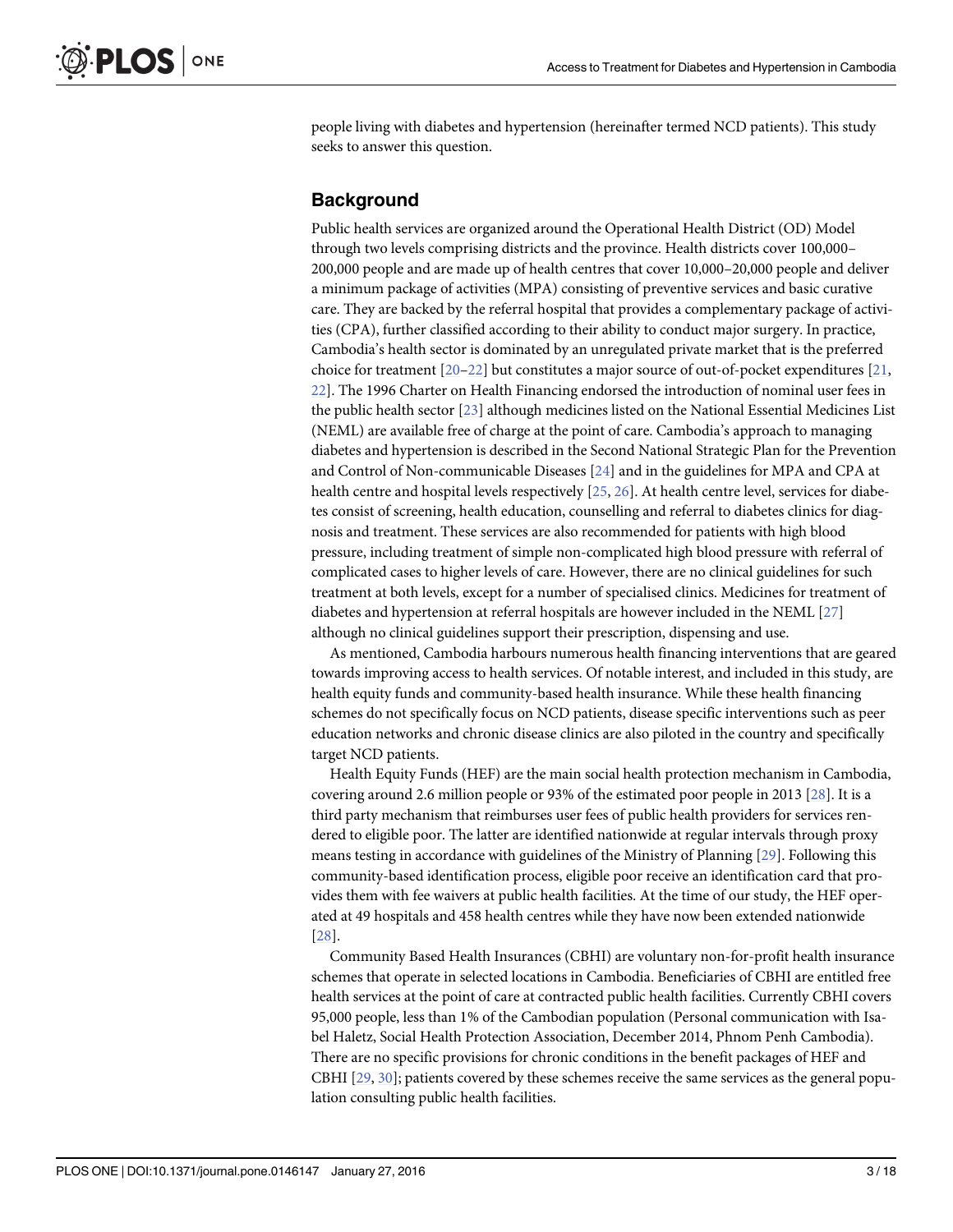people living with diabetes and hypertension (hereinafter termed NCD patients). This study seeks to answer this question.

## Background

Public health services are organized around the Operational Health District (OD) Model through two levels comprising districts and the province. Health districts cover 100,000–200,000 people and are made up of health centres that cover 10,000–20,000 people and deliver a minimum package of activities (MPA) consisting of preventive services and basic curative care. They are backed by the referral hospital that provides a complementary package of activities (CPA), further classified according to their ability to conduct major surgery. In practice, Cambodia's health sector is dominated by an unregulated private market that is the preferred choice for treatment [20–22] but constitutes a major source of out-of-pocket expenditures [21, 22]. The 1996 Charter on Health Financing endorsed the introduction of nominal user fees in the public health sector [23] although medicines listed on the National Essential Medicines List (NEML) are available free of charge at the point of care. Cambodia's approach to managing diabetes and hypertension is described in the Second National Strategic Plan for the Prevention and Control of Non-communicable Diseases [24] and in the guidelines for MPA and CPA at health centre and hospital levels respectively [25, 26]. At health centre level, services for diabetes consist of screening, health education, counselling and referral to diabetes clinics for diagnosis and treatment. These services are also recommended for patients with high blood pressure, including treatment of simple non-complicated high blood pressure with referral of complicated cases to higher levels of care. However, there are no clinical guidelines for such treatment at both levels, except for a number of specialised clinics. Medicines for treatment of diabetes and hypertension at referral hospitals are however included in the NEML [27] although no clinical guidelines support their prescription, dispensing and use.

As mentioned, Cambodia harbours numerous health financing interventions that are geared towards improving access to health services. Of notable interest, and included in this study, are health equity funds and community-based health insurance. While these health financing schemes do not specifically focus on NCD patients, disease specific interventions such as peer education networks and chronic disease clinics are also piloted in the country and specifically target NCD patients.

Health Equity Funds (HEF) are the main social health protection mechanism in Cambodia, covering around 2.6 million people or 93% of the estimated poor people in 2013 [28]. It is a third party mechanism that reimburses user fees of public health providers for services rendered to eligible poor. The latter are identified nationwide at regular intervals through proxy means testing in accordance with guidelines of the Ministry of Planning [29]. Following this community-based identification process, eligible poor receive an identification card that provides them with fee waivers at public health facilities. At the time of our study, the HEF operated at 49 hospitals and 458 health centres while they have now been extended nationwide [28].

Community Based Health Insurances (CBHI) are voluntary non-for-profit health insurance schemes that operate in selected locations in Cambodia. Beneficiaries of CBHI are entitled free health services at the point of care at contracted public health facilities. Currently CBHI covers 95,000 people, less than 1% of the Cambodian population (Personal communication with Isabel Haletz, Social Health Protection Association, December 2014, Phnom Penh Cambodia). There are no specific provisions for chronic conditions in the benefit packages of HEF and CBHI [29, 30]; patients covered by these schemes receive the same services as the general population consulting public health facilities.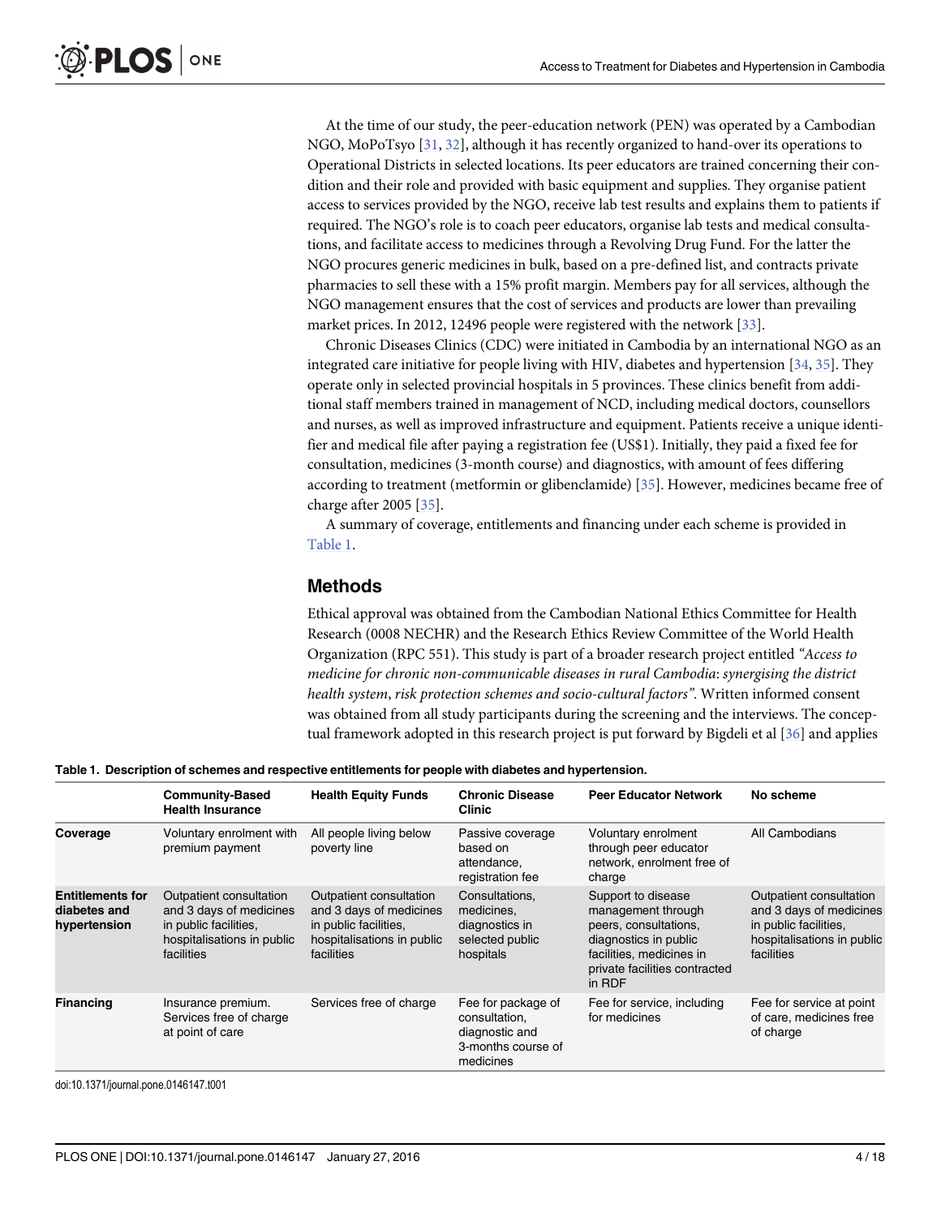At the time of our study, the peer-education network (PEN) was operated by a Cambodian NGO, MoPoTsyo [31, 32], although it has recently organized to hand-over its operations to Operational Districts in selected locations. Its peer educators are trained concerning their condition and their role and provided with basic equipment and supplies. They organise patient access to services provided by the NGO, receive lab test results and explains them to patients if required. The NGO's role is to coach peer educators, organise lab tests and medical consultations, and facilitate access to medicines through a Revolving Drug Fund. For the latter the NGO procures generic medicines in bulk, based on a pre-defined list, and contracts private pharmacies to sell these with a 15% profit margin. Members pay for all services, although the NGO management ensures that the cost of services and products are lower than prevailing market prices. In 2012, 12496 people were registered with the network [33].

Chronic Diseases Clinics (CDC) were initiated in Cambodia by an international NGO as an integrated care initiative for people living with HIV, diabetes and hypertension [34, 35]. They operate only in selected provincial hospitals in 5 provinces. These clinics benefit from additional staff members trained in management of NCD, including medical doctors, counsellors and nurses, as well as improved infrastructure and equipment. Patients receive a unique identifier and medical file after paying a registration fee (US$1). Initially, they paid a fixed fee for consultation, medicines (3-month course) and diagnostics, with amount of fees differing according to treatment (metformin or glibenclamide) [35]. However, medicines became free of charge after 2005 [35].

A summary of coverage, entitlements and financing under each scheme is provided in Table 1.

## Methods

Ethical approval was obtained from the Cambodian National Ethics Committee for Health Research (0008 NECHR) and the Research Ethics Review Committee of the World Health Organization (RPC 551). This study is part of a broader research project entitled *"Access to medicine for chronic non-communicable diseases in rural Cambodia: synergising the district health system, risk protection schemes and socio-cultural factors"*. Written informed consent was obtained from all study participants during the screening and the interviews. The conceptual framework adopted in this research project is put forward by Bigdeli et al [36] and applies

**Table 1. Description of schemes and respective entitlements for people with diabetes and hypertension.**

| | Community-Based Health Insurance | Health Equity Funds | Chronic Disease Clinic | Peer Educator Network | No scheme |
|---|---|---|---|---|---|
| **Coverage** | Voluntary enrolment with premium payment | All people living below poverty line | Passive coverage based on attendance, registration fee | Voluntary enrolment through peer educator network, enrolment free of charge | All Cambodians |
| **Entitlements for diabetes and hypertension** | Outpatient consultation and 3 days of medicines in public facilities, hospitalisations in public facilities | Outpatient consultation and 3 days of medicines in public facilities, hospitalisations in public facilities | Consultations, medicines, diagnostics in selected public hospitals | Support to disease management through peers, consultations, diagnostics in public facilities, medicines in private facilities contracted in RDF | Outpatient consultation and 3 days of medicines in public facilities, hospitalisations in public facilities |
| **Financing** | Insurance premium. Services free of charge at point of care | Services free of charge | Fee for package of consultation, diagnostic and 3-months course of medicines | Fee for service, including for medicines | Fee for service at point of care, medicines free of charge |

doi:10.1371/journal.pone.0146147.t001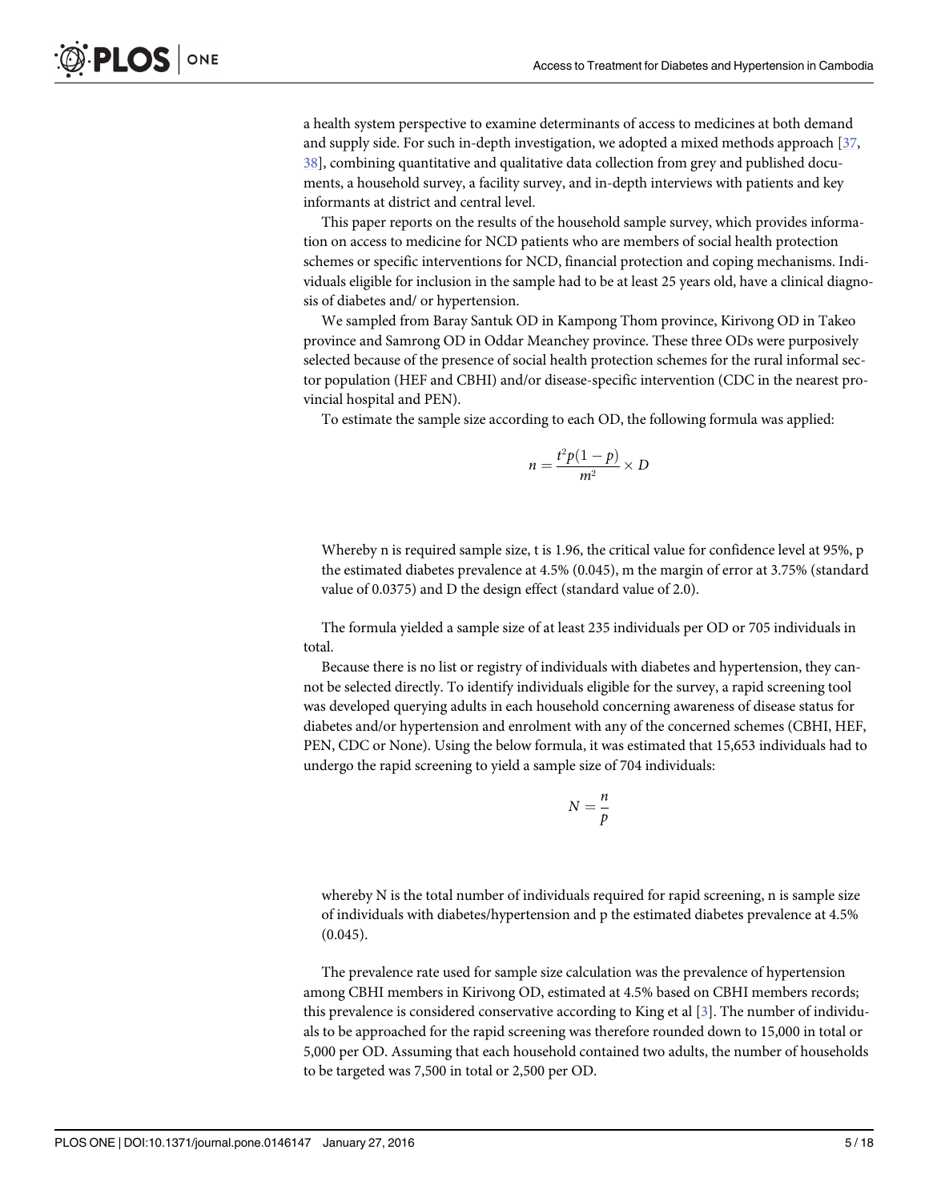a health system perspective to examine determinants of access to medicines at both demand and supply side. For such in-depth investigation, we adopted a mixed methods approach [37, 38], combining quantitative and qualitative data collection from grey and published documents, a household survey, a facility survey, and in-depth interviews with patients and key informants at district and central level.

This paper reports on the results of the household sample survey, which provides information on access to medicine for NCD patients who are members of social health protection schemes or specific interventions for NCD, financial protection and coping mechanisms. Individuals eligible for inclusion in the sample had to be at least 25 years old, have a clinical diagnosis of diabetes and/ or hypertension.

We sampled from Baray Santuk OD in Kampong Thom province, Kirivong OD in Takeo province and Samrong OD in Oddar Meanchey province. These three ODs were purposively selected because of the presence of social health protection schemes for the rural informal sector population (HEF and CBHI) and/or disease-specific intervention (CDC in the nearest provincial hospital and PEN).

To estimate the sample size according to each OD, the following formula was applied:

$$n = \frac{t^2 p(1-p)}{m^2} \times D$$

Whereby n is required sample size, t is 1.96, the critical value for confidence level at 95%, p the estimated diabetes prevalence at 4.5% (0.045), m the margin of error at 3.75% (standard value of 0.0375) and D the design effect (standard value of 2.0).

The formula yielded a sample size of at least 235 individuals per OD or 705 individuals in total.

Because there is no list or registry of individuals with diabetes and hypertension, they cannot be selected directly. To identify individuals eligible for the survey, a rapid screening tool was developed querying adults in each household concerning awareness of disease status for diabetes and/or hypertension and enrolment with any of the concerned schemes (CBHI, HEF, PEN, CDC or None). Using the below formula, it was estimated that 15,653 individuals had to undergo the rapid screening to yield a sample size of 704 individuals:

$$N = \frac{n}{p}$$

whereby N is the total number of individuals required for rapid screening, n is sample size of individuals with diabetes/hypertension and p the estimated diabetes prevalence at 4.5% (0.045).

The prevalence rate used for sample size calculation was the prevalence of hypertension among CBHI members in Kirivong OD, estimated at 4.5% based on CBHI members records; this prevalence is considered conservative according to King et al [3]. The number of individuals to be approached for the rapid screening was therefore rounded down to 15,000 in total or 5,000 per OD. Assuming that each household contained two adults, the number of households to be targeted was 7,500 in total or 2,500 per OD.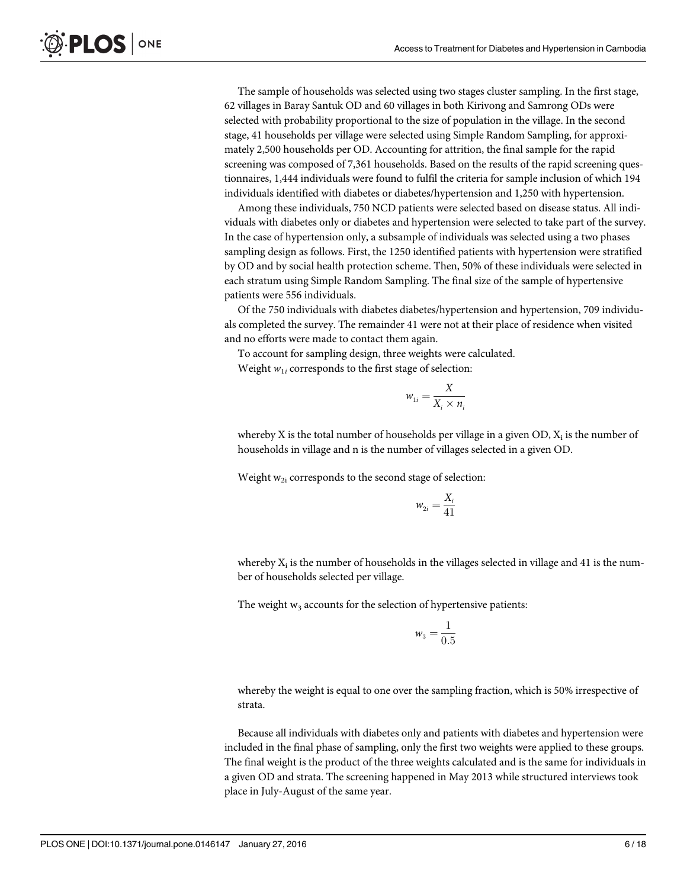The sample of households was selected using two stages cluster sampling. In the first stage, 62 villages in Baray Santuk OD and 60 villages in both Kirivong and Samrong ODs were selected with probability proportional to the size of population in the village. In the second stage, 41 households per village were selected using Simple Random Sampling, for approximately 2,500 households per OD. Accounting for attrition, the final sample for the rapid screening was composed of 7,361 households. Based on the results of the rapid screening questionnaires, 1,444 individuals were found to fulfil the criteria for sample inclusion of which 194 individuals identified with diabetes or diabetes/hypertension and 1,250 with hypertension.

Among these individuals, 750 NCD patients were selected based on disease status. All individuals with diabetes only or diabetes and hypertension were selected to take part of the survey. In the case of hypertension only, a subsample of individuals was selected using a two phases sampling design as follows. First, the 1250 identified patients with hypertension were stratified by OD and by social health protection scheme. Then, 50% of these individuals were selected in each stratum using Simple Random Sampling. The final size of the sample of hypertensive patients were 556 individuals.

Of the 750 individuals with diabetes diabetes/hypertension and hypertension, 709 individuals completed the survey. The remainder 41 were not at their place of residence when visited and no efforts were made to contact them again.

To account for sampling design, three weights were calculated.

Weight $w_{1i}$ corresponds to the first stage of selection:

$$w_{1i} = \frac{X}{X_i \times n_i}$$

whereby X is the total number of households per village in a given OD, $X_i$ is the number of households in village and n is the number of villages selected in a given OD.

Weight $w_{2i}$ corresponds to the second stage of selection:

$$w_{2i} = \frac{X_i}{41}$$

whereby $X_i$ is the number of households in the villages selected in village and 41 is the number of households selected per village.

The weight $w_3$ accounts for the selection of hypertensive patients:

$$w_3 = \frac{1}{0.5}$$

whereby the weight is equal to one over the sampling fraction, which is 50% irrespective of strata.

Because all individuals with diabetes only and patients with diabetes and hypertension were included in the final phase of sampling, only the first two weights were applied to these groups. The final weight is the product of the three weights calculated and is the same for individuals in a given OD and strata. The screening happened in May 2013 while structured interviews took place in July-August of the same year.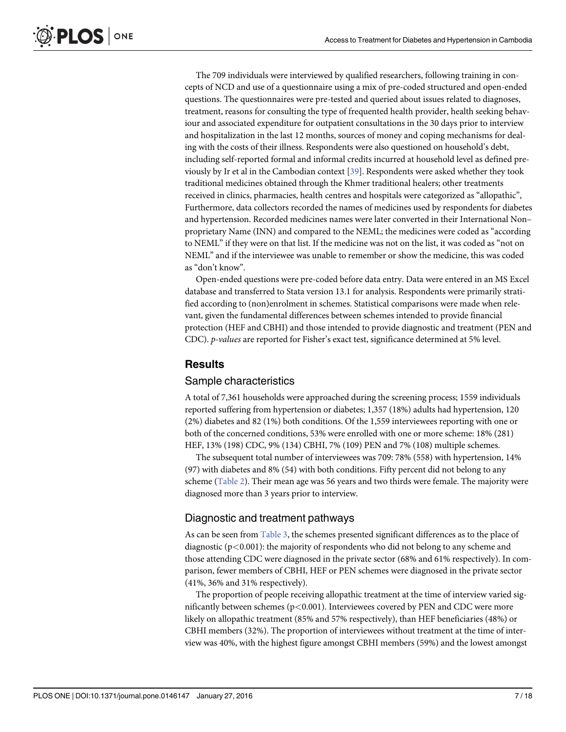The 709 individuals were interviewed by qualified researchers, following training in concepts of NCD and use of a questionnaire using a mix of pre-coded structured and open-ended questions. The questionnaires were pre-tested and queried about issues related to diagnoses, treatment, reasons for consulting the type of frequented health provider, health seeking behaviour and associated expenditure for outpatient consultations in the 30 days prior to interview and hospitalization in the last 12 months, sources of money and coping mechanisms for dealing with the costs of their illness. Respondents were also questioned on household's debt, including self-reported formal and informal credits incurred at household level as defined previously by Ir et al in the Cambodian context [39]. Respondents were asked whether they took traditional medicines obtained through the Khmer traditional healers; other treatments received in clinics, pharmacies, health centres and hospitals were categorized as "allopathic", Furthermore, data collectors recorded the names of medicines used by respondents for diabetes and hypertension. Recorded medicines names were later converted in their International Non–proprietary Name (INN) and compared to the NEML; the medicines were coded as "according to NEML" if they were on that list. If the medicine was not on the list, it was coded as "not on NEML" and if the interviewee was unable to remember or show the medicine, this was coded as "don't know".

Open-ended questions were pre-coded before data entry. Data were entered in an MS Excel database and transferred to Stata version 13.1 for analysis. Respondents were primarily stratified according to (non)enrolment in schemes. Statistical comparisons were made when relevant, given the fundamental differences between schemes intended to provide financial protection (HEF and CBHI) and those intended to provide diagnostic and treatment (PEN and CDC). *p-values* are reported for Fisher's exact test, significance determined at 5% level.

## Results

### Sample characteristics

A total of 7,361 households were approached during the screening process; 1559 individuals reported suffering from hypertension or diabetes; 1,357 (18%) adults had hypertension, 120 (2%) diabetes and 82 (1%) both conditions. Of the 1,559 interviewees reporting with one or both of the concerned conditions, 53% were enrolled with one or more scheme: 18% (281) HEF, 13% (198) CDC, 9% (134) CBHI, 7% (109) PEN and 7% (108) multiple schemes.

The subsequent total number of interviewees was 709: 78% (558) with hypertension, 14% (97) with diabetes and 8% (54) with both conditions. Fifty percent did not belong to any scheme (Table 2). Their mean age was 56 years and two thirds were female. The majority were diagnosed more than 3 years prior to interview.

### Diagnostic and treatment pathways

As can be seen from Table 3, the schemes presented significant differences as to the place of diagnostic ($p<0.001$): the majority of respondents who did not belong to any scheme and those attending CDC were diagnosed in the private sector (68% and 61% respectively). In comparison, fewer members of CBHI, HEF or PEN schemes were diagnosed in the private sector (41%, 36% and 31% respectively).

The proportion of people receiving allopathic treatment at the time of interview varied significantly between schemes ($p<0.001$). Interviewees covered by PEN and CDC were more likely on allopathic treatment (85% and 57% respectively), than HEF beneficiaries (48%) or CBHI members (32%). The proportion of interviewees without treatment at the time of interview was 40%, with the highest figure amongst CBHI members (59%) and the lowest amongst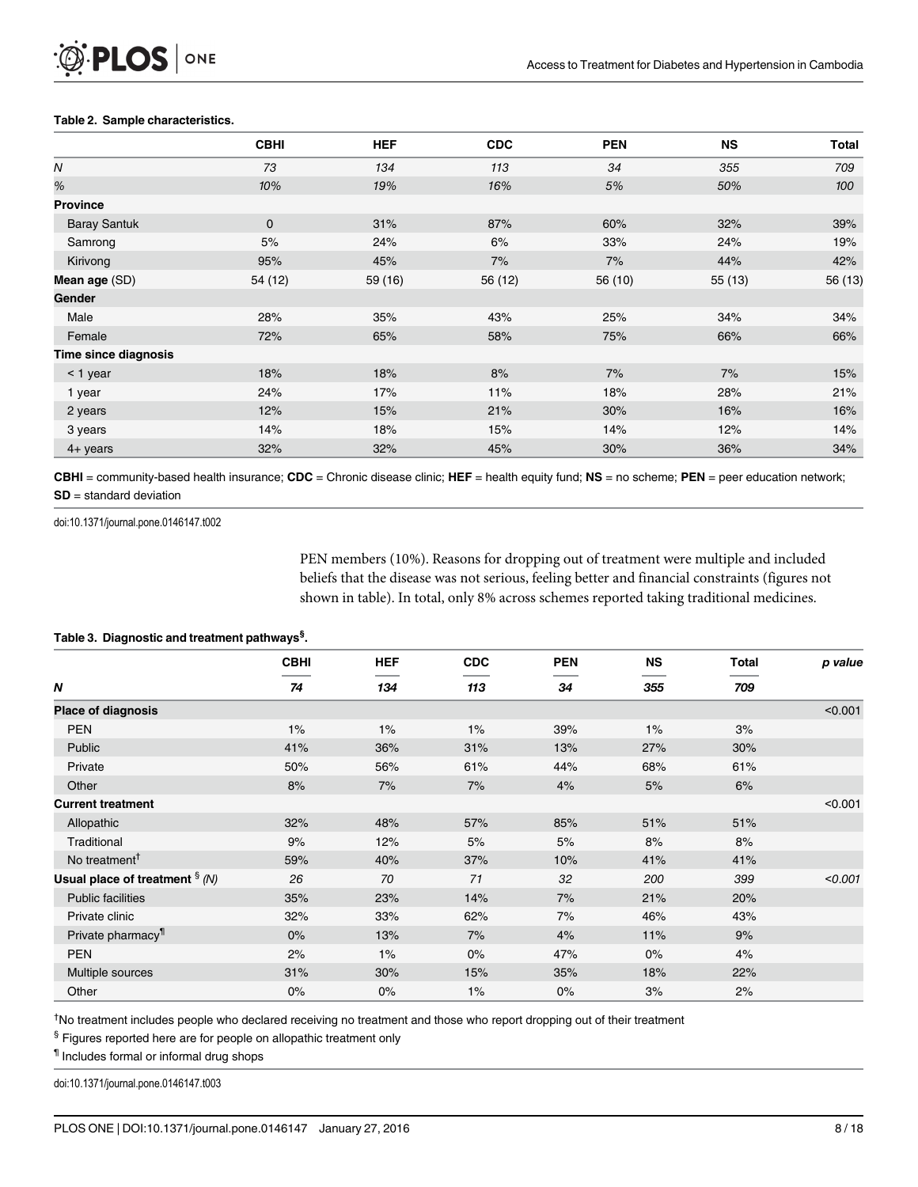**Table 2. Sample characteristics.**

| | CBHI | HEF | CDC | PEN | NS | Total |
|---|---|---|---|---|---|---|
| *N* | *73* | *134* | *113* | *34* | *355* | *709* |
| *%* | *10%* | *19%* | *16%* | *5%* | *50%* | *100* |
| **Province** | | | | | | |
| Baray Santuk | 0 | 31% | 87% | 60% | 32% | 39% |
| Samrong | 5% | 24% | 6% | 33% | 24% | 19% |
| Kirivong | 95% | 45% | 7% | 7% | 44% | 42% |
| **Mean age** (SD) | 54 (12) | 59 (16) | 56 (12) | 56 (10) | 55 (13) | 56 (13) |
| **Gender** | | | | | | |
| Male | 28% | 35% | 43% | 25% | 34% | 34% |
| Female | 72% | 65% | 58% | 75% | 66% | 66% |
| **Time since diagnosis** | | | | | | |
| < 1 year | 18% | 18% | 8% | 7% | 7% | 15% |
| 1 year | 24% | 17% | 11% | 18% | 28% | 21% |
| 2 years | 12% | 15% | 21% | 30% | 16% | 16% |
| 3 years | 14% | 18% | 15% | 14% | 12% | 14% |
| 4+ years | 32% | 32% | 45% | 30% | 36% | 34% |

**CBHI** = community-based health insurance; **CDC** = Chronic disease clinic; **HEF** = health equity fund; **NS** = no scheme; **PEN** = peer education network; **SD** = standard deviation

doi:10.1371/journal.pone.0146147.t002

PEN members (10%). Reasons for dropping out of treatment were multiple and included beliefs that the disease was not serious, feeling better and financial constraints (figures not shown in table). In total, only 8% across schemes reported taking traditional medicines.

**Table 3. Diagnostic and treatment pathways§.**

| | CBHI | HEF | CDC | PEN | NS | Total | *p value* |
|---|---|---|---|---|---|---|---|
| ***N*** | ***74*** | ***134*** | ***113*** | ***34*** | ***355*** | ***709*** | |
| **Place of diagnosis** | | | | | | | <0.001 |
| PEN | 1% | 1% | 1% | 39% | 1% | 3% | |
| Public | 41% | 36% | 31% | 13% | 27% | 30% | |
| Private | 50% | 56% | 61% | 44% | 68% | 61% | |
| Other | 8% | 7% | 7% | 4% | 5% | 6% | |
| **Current treatment** | | | | | | | <0.001 |
| Allopathic | 32% | 48% | 57% | 85% | 51% | 51% | |
| Traditional | 9% | 12% | 5% | 5% | 8% | 8% | |
| No treatment† | 59% | 40% | 37% | 10% | 41% | 41% | |
| **Usual place of treatment** § *(N)* | *26* | *70* | *71* | *32* | *200* | *399* | *<0.001* |
| Public facilities | 35% | 23% | 14% | 7% | 21% | 20% | |
| Private clinic | 32% | 33% | 62% | 7% | 46% | 43% | |
| Private pharmacy¶ | 0% | 13% | 7% | 4% | 11% | 9% | |
| PEN | 2% | 1% | 0% | 47% | 0% | 4% | |
| Multiple sources | 31% | 30% | 15% | 35% | 18% | 22% | |
| Other | 0% | 0% | 1% | 0% | 3% | 2% | |

†No treatment includes people who declared receiving no treatment and those who report dropping out of their treatment

§ Figures reported here are for people on allopathic treatment only

¶ Includes formal or informal drug shops

doi:10.1371/journal.pone.0146147.t003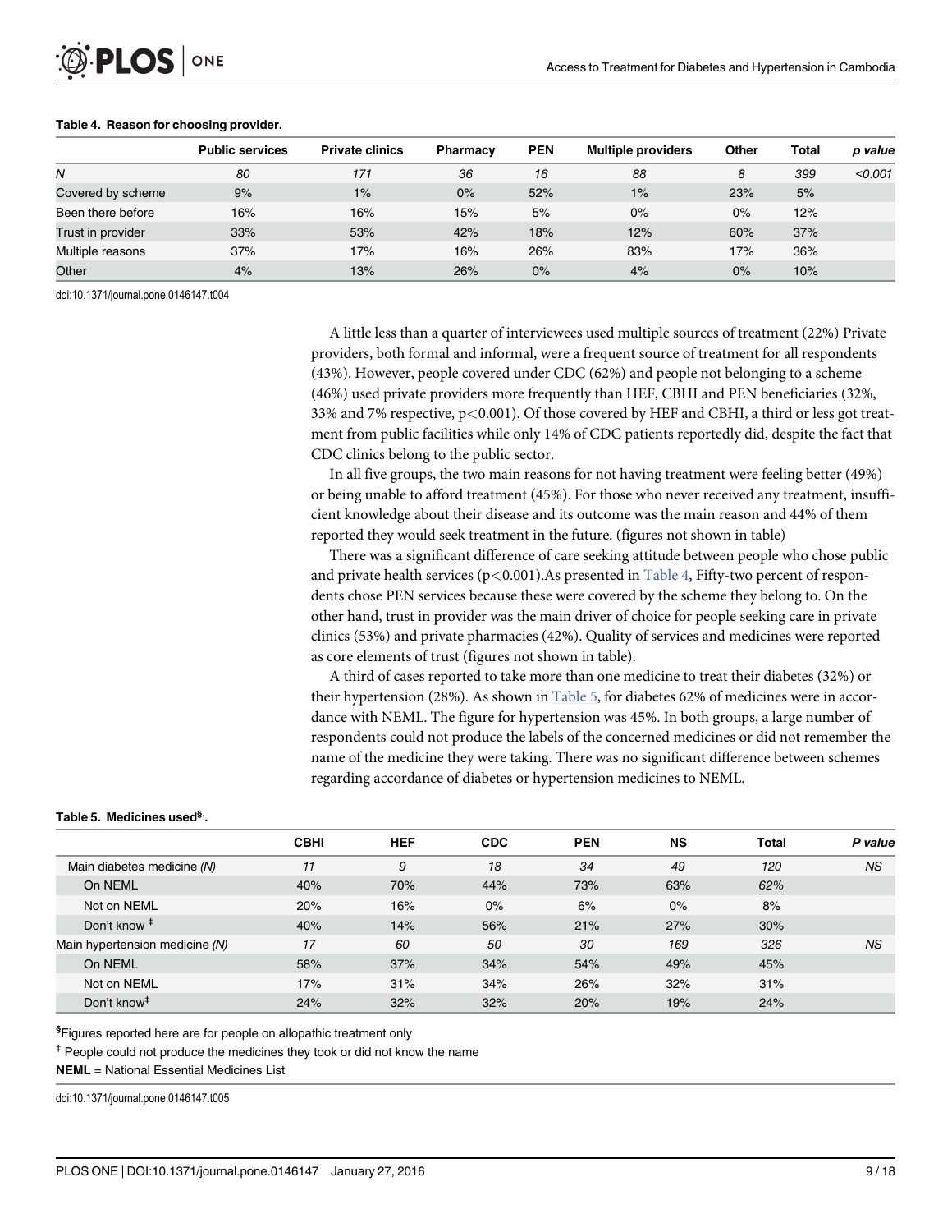**Table 4. Reason for choosing provider.**

| | Public services | Private clinics | Pharmacy | PEN | Multiple providers | Other | Total | *p value* |
|---|---|---|---|---|---|---|---|---|
| *N* | *80* | *171* | *36* | *16* | *88* | *8* | *399* | *<0.001* |
| Covered by scheme | 9% | 1% | 0% | 52% | 1% | 23% | 5% | |
| Been there before | 16% | 16% | 15% | 5% | 0% | 0% | 12% | |
| Trust in provider | 33% | 53% | 42% | 18% | 12% | 60% | 37% | |
| Multiple reasons | 37% | 17% | 16% | 26% | 83% | 17% | 36% | |
| Other | 4% | 13% | 26% | 0% | 4% | 0% | 10% | |

doi:10.1371/journal.pone.0146147.t004

A little less than a quarter of interviewees used multiple sources of treatment (22%) Private providers, both formal and informal, were a frequent source of treatment for all respondents (43%). However, people covered under CDC (62%) and people not belonging to a scheme (46%) used private providers more frequently than HEF, CBHI and PEN beneficiaries (32%, 33% and 7% respective, $p<0.001$). Of those covered by HEF and CBHI, a third or less got treatment from public facilities while only 14% of CDC patients reportedly did, despite the fact that CDC clinics belong to the public sector.

In all five groups, the two main reasons for not having treatment were feeling better (49%) or being unable to afford treatment (45%). For those who never received any treatment, insufficient knowledge about their disease and its outcome was the main reason and 44% of them reported they would seek treatment in the future. (figures not shown in table)

There was a significant difference of care seeking attitude between people who chose public and private health services ($p<0.001$).As presented in Table 4, Fifty-two percent of respondents chose PEN services because these were covered by the scheme they belong to. On the other hand, trust in provider was the main driver of choice for people seeking care in private clinics (53%) and private pharmacies (42%). Quality of services and medicines were reported as core elements of trust (figures not shown in table).

A third of cases reported to take more than one medicine to treat their diabetes (32%) or their hypertension (28%). As shown in Table 5, for diabetes 62% of medicines were in accordance with NEML. The figure for hypertension was 45%. In both groups, a large number of respondents could not produce the labels of the concerned medicines or did not remember the name of the medicine they were taking. There was no significant difference between schemes regarding accordance of diabetes or hypertension medicines to NEML.

**Table 5. Medicines used[§].**

| | CBHI | HEF | CDC | PEN | NS | Total | *P value* |
|---|---|---|---|---|---|---|---|
| Main diabetes medicine *(N)* | *11* | *9* | *18* | *34* | *49* | *120* | *NS* |
| On NEML | 40% | 70% | 44% | 73% | 63% | 62% | |
| Not on NEML | 20% | 16% | 0% | 6% | 0% | 8% | |
| Don't know [‡] | 40% | 14% | 56% | 21% | 27% | 30% | |
| Main hypertension medicine *(N)* | *17* | *60* | *50* | *30* | *169* | *326* | *NS* |
| On NEML | 58% | 37% | 34% | 54% | 49% | 45% | |
| Not on NEML | 17% | 31% | 34% | 26% | 32% | 31% | |
| Don't know[‡] | 24% | 32% | 32% | 20% | 19% | 24% | |

[§]Figures reported here are for people on allopathic treatment only

[‡] People could not produce the medicines they took or did not know the name

**NEML** = National Essential Medicines List

doi:10.1371/journal.pone.0146147.t005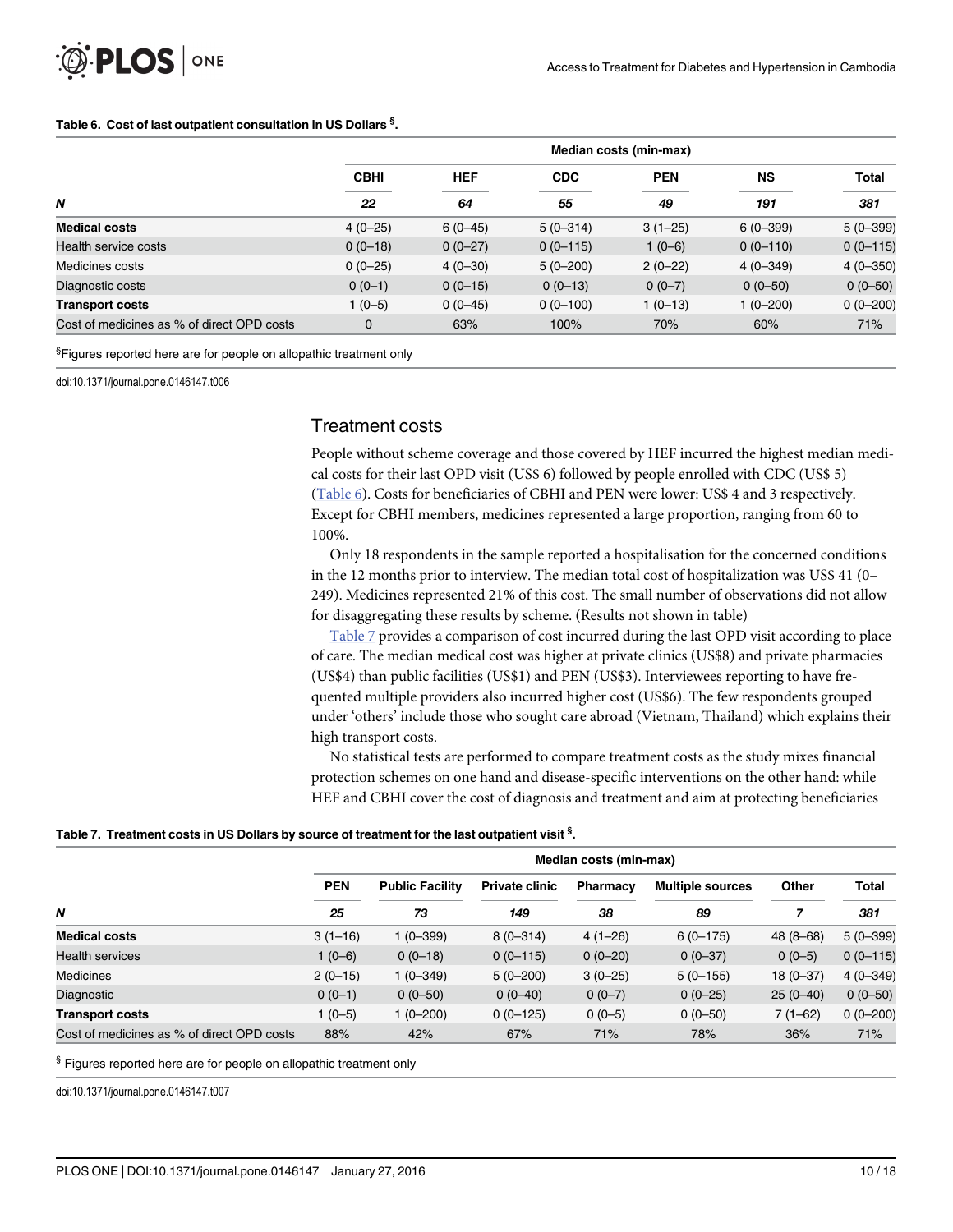**Table 6. Cost of last outpatient consultation in US Dollars [§].**

| | Median costs (min-max) | | | | | |
|---|---|---|---|---|---|---|
| | **CBHI** | **HEF** | **CDC** | **PEN** | **NS** | **Total** |
| ***N*** | ***22*** | ***64*** | ***55*** | ***49*** | ***191*** | ***381*** |
| **Medical costs** | 4 (0–25) | 6 (0–45) | 5 (0–314) | 3 (1–25) | 6 (0–399) | 5 (0–399) |
| Health service costs | 0 (0–18) | 0 (0–27) | 0 (0–115) | 1 (0–6) | 0 (0–110) | 0 (0–115) |
| Medicines costs | 0 (0–25) | 4 (0–30) | 5 (0–200) | 2 (0–22) | 4 (0–349) | 4 (0–350) |
| Diagnostic costs | 0 (0–1) | 0 (0–15) | 0 (0–13) | 0 (0–7) | 0 (0–50) | 0 (0–50) |
| **Transport costs** | 1 (0–5) | 0 (0–45) | 0 (0–100) | 1 (0–13) | 1 (0–200) | 0 (0–200) |
| Cost of medicines as % of direct OPD costs | 0 | 63% | 100% | 70% | 60% | 71% |

[§]Figures reported here are for people on allopathic treatment only

doi:10.1371/journal.pone.0146147.t006

## Treatment costs

People without scheme coverage and those covered by HEF incurred the highest median medical costs for their last OPD visit (US$ 6) followed by people enrolled with CDC (US$ 5) (Table 6). Costs for beneficiaries of CBHI and PEN were lower: US$ 4 and 3 respectively. Except for CBHI members, medicines represented a large proportion, ranging from 60 to 100%.

Only 18 respondents in the sample reported a hospitalisation for the concerned conditions in the 12 months prior to interview. The median total cost of hospitalization was US$ 41 (0–249). Medicines represented 21% of this cost. The small number of observations did not allow for disaggregating these results by scheme. (Results not shown in table)

Table 7 provides a comparison of cost incurred during the last OPD visit according to place of care. The median medical cost was higher at private clinics (US$8) and private pharmacies (US$4) than public facilities (US$1) and PEN (US$3). Interviewees reporting to have frequented multiple providers also incurred higher cost (US$6). The few respondents grouped under 'others' include those who sought care abroad (Vietnam, Thailand) which explains their high transport costs.

No statistical tests are performed to compare treatment costs as the study mixes financial protection schemes on one hand and disease-specific interventions on the other hand: while HEF and CBHI cover the cost of diagnosis and treatment and aim at protecting beneficiaries

**Table 7. Treatment costs in US Dollars by source of treatment for the last outpatient visit [§].**

| | Median costs (min-max) | | | | | | |
|---|---|---|---|---|---|---|---|
| | **PEN** | **Public Facility** | **Private clinic** | **Pharmacy** | **Multiple sources** | **Other** | **Total** |
| ***N*** | ***25*** | ***73*** | ***149*** | ***38*** | ***89*** | ***7*** | ***381*** |
| **Medical costs** | 3 (1–16) | 1 (0–399) | 8 (0–314) | 4 (1–26) | 6 (0–175) | 48 (8–68) | 5 (0–399) |
| Health services | 1 (0–6) | 0 (0–18) | 0 (0–115) | 0 (0–20) | 0 (0–37) | 0 (0–5) | 0 (0–115) |
| Medicines | 2 (0–15) | 1 (0–349) | 5 (0–200) | 3 (0–25) | 5 (0–155) | 18 (0–37) | 4 (0–349) |
| Diagnostic | 0 (0–1) | 0 (0–50) | 0 (0–40) | 0 (0–7) | 0 (0–25) | 25 (0–40) | 0 (0–50) |
| **Transport costs** | 1 (0–5) | 1 (0–200) | 0 (0–125) | 0 (0–5) | 0 (0–50) | 7 (1–62) | 0 (0–200) |
| Cost of medicines as % of direct OPD costs | 88% | 42% | 67% | 71% | 78% | 36% | 71% |

[§] Figures reported here are for people on allopathic treatment only

doi:10.1371/journal.pone.0146147.t007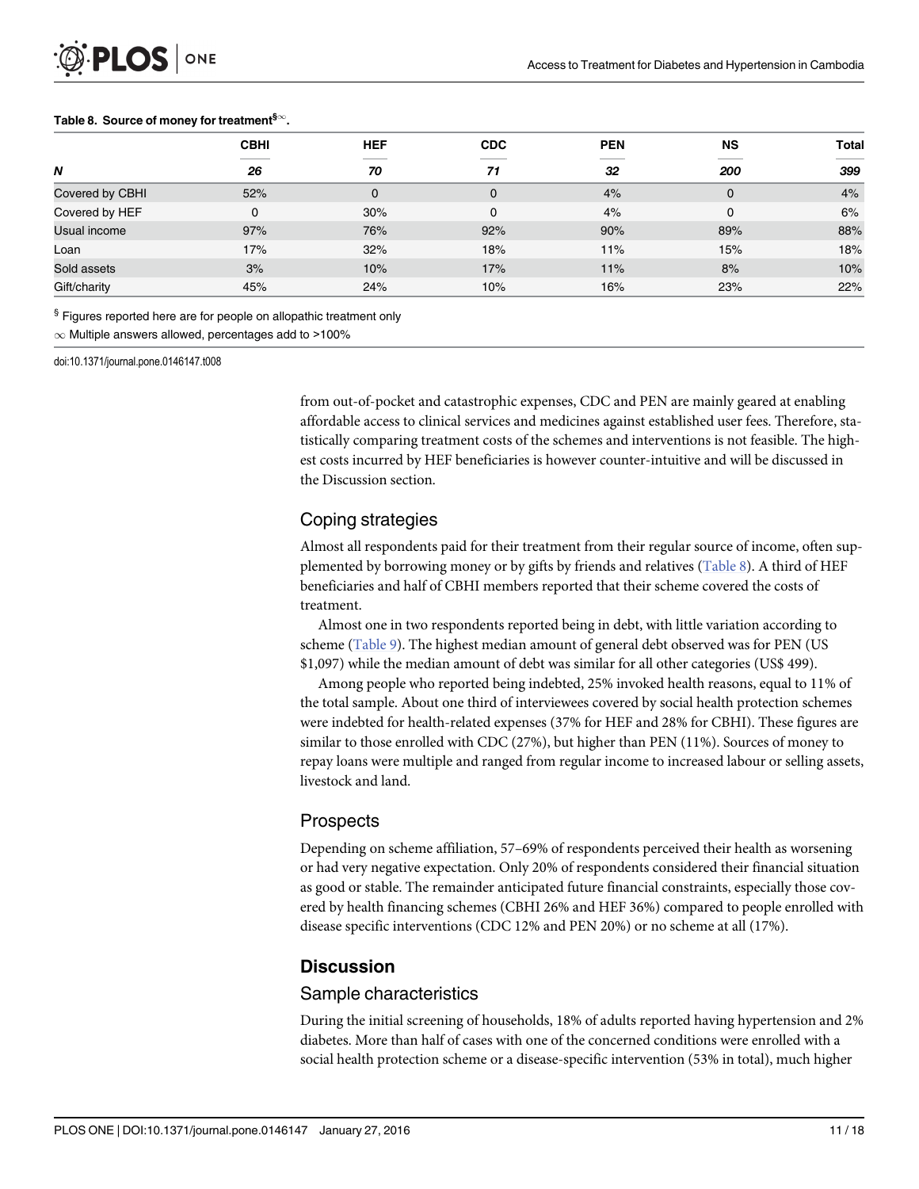**Table 8. Source of money for treatment[§∞].**

| | CBHI | HEF | CDC | PEN | NS | Total |
|---|---|---|---|---|---|---|
| *N* | *26* | *70* | *71* | *32* | *200* | *399* |
| Covered by CBHI | 52% | 0 | 0 | 4% | 0 | 4% |
| Covered by HEF | 0 | 30% | 0 | 4% | 0 | 6% |
| Usual income | 97% | 76% | 92% | 90% | 89% | 88% |
| Loan | 17% | 32% | 18% | 11% | 15% | 18% |
| Sold assets | 3% | 10% | 17% | 11% | 8% | 10% |
| Gift/charity | 45% | 24% | 10% | 16% | 23% | 22% |

[§] Figures reported here are for people on allopathic treatment only

∞ Multiple answers allowed, percentages add to >100%

doi:10.1371/journal.pone.0146147.t008

from out-of-pocket and catastrophic expenses, CDC and PEN are mainly geared at enabling affordable access to clinical services and medicines against established user fees. Therefore, statistically comparing treatment costs of the schemes and interventions is not feasible. The highest costs incurred by HEF beneficiaries is however counter-intuitive and will be discussed in the Discussion section.

## Coping strategies

Almost all respondents paid for their treatment from their regular source of income, often supplemented by borrowing money or by gifts by friends and relatives (Table 8). A third of HEF beneficiaries and half of CBHI members reported that their scheme covered the costs of treatment.

Almost one in two respondents reported being in debt, with little variation according to scheme (Table 9). The highest median amount of general debt observed was for PEN (US $1,097) while the median amount of debt was similar for all other categories (US$ 499).

Among people who reported being indebted, 25% invoked health reasons, equal to 11% of the total sample. About one third of interviewees covered by social health protection schemes were indebted for health-related expenses (37% for HEF and 28% for CBHI). These figures are similar to those enrolled with CDC (27%), but higher than PEN (11%). Sources of money to repay loans were multiple and ranged from regular income to increased labour or selling assets, livestock and land.

## Prospects

Depending on scheme affiliation, 57–69% of respondents perceived their health as worsening or had very negative expectation. Only 20% of respondents considered their financial situation as good or stable. The remainder anticipated future financial constraints, especially those covered by health financing schemes (CBHI 26% and HEF 36%) compared to people enrolled with disease specific interventions (CDC 12% and PEN 20%) or no scheme at all (17%).

# Discussion

## Sample characteristics

During the initial screening of households, 18% of adults reported having hypertension and 2% diabetes. More than half of cases with one of the concerned conditions were enrolled with a social health protection scheme or a disease-specific intervention (53% in total), much higher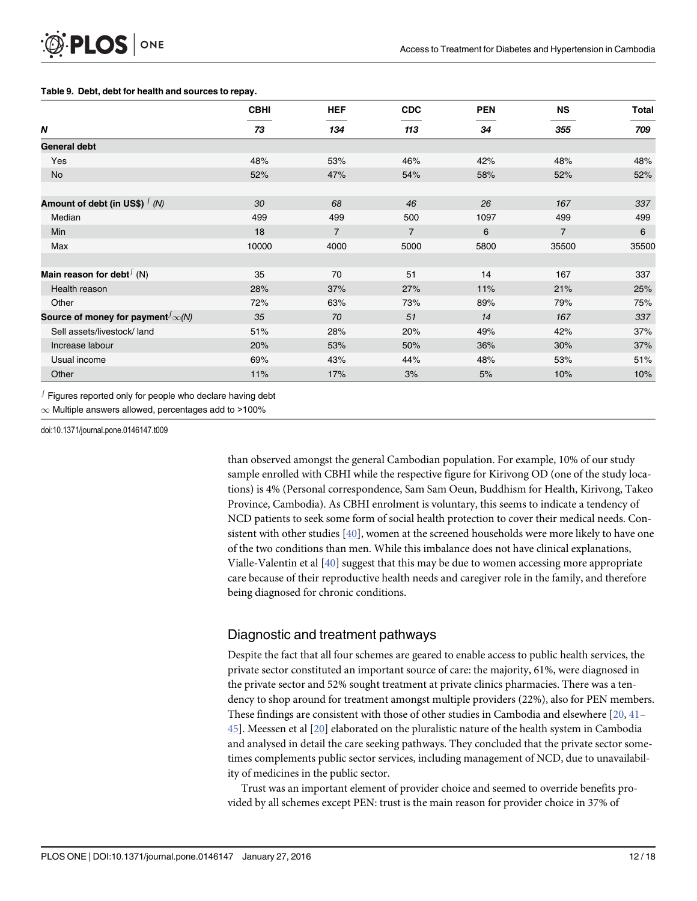**Table 9. Debt, debt for health and sources to repay.**

| | CBHI | HEF | CDC | PEN | NS | Total |
|---|---|---|---|---|---|---|
| ***N*** | ***73*** | ***134*** | ***113*** | ***34*** | ***355*** | ***709*** |
| **General debt** | | | | | | |
| Yes | 48% | 53% | 46% | 42% | 48% | 48% |
| No | 52% | 47% | 54% | 58% | 52% | 52% |
| | | | | | | |
| **Amount of debt (in US$)** ∫ *(N)* | *30* | *68* | *46* | *26* | *167* | *337* |
| Median | 499 | 499 | 500 | 1097 | 499 | 499 |
| Min | 18 | 7 | 7 | 6 | 7 | 6 |
| Max | 10000 | 4000 | 5000 | 5800 | 35500 | 35500 |
| | | | | | | |
| **Main reason for debt**∫ (N) | 35 | 70 | 51 | 14 | 167 | 337 |
| Health reason | 28% | 37% | 27% | 11% | 21% | 25% |
| Other | 72% | 63% | 73% | 89% | 79% | 75% |
| **Source of money for payment**∫∞*(N)* | *35* | *70* | *51* | *14* | *167* | *337* |
| Sell assets/livestock/ land | 51% | 28% | 20% | 49% | 42% | 37% |
| Increase labour | 20% | 53% | 50% | 36% | 30% | 37% |
| Usual income | 69% | 43% | 44% | 48% | 53% | 51% |
| Other | 11% | 17% | 3% | 5% | 10% | 10% |

∫ Figures reported only for people who declare having debt

∞ Multiple answers allowed, percentages add to >100%

doi:10.1371/journal.pone.0146147.t009

than observed amongst the general Cambodian population. For example, 10% of our study sample enrolled with CBHI while the respective figure for Kirivong OD (one of the study locations) is 4% (Personal correspondence, Sam Sam Oeun, Buddhism for Health, Kirivong, Takeo Province, Cambodia). As CBHI enrolment is voluntary, this seems to indicate a tendency of NCD patients to seek some form of social health protection to cover their medical needs. Consistent with other studies [40], women at the screened households were more likely to have one of the two conditions than men. While this imbalance does not have clinical explanations, Vialle-Valentin et al [40] suggest that this may be due to women accessing more appropriate care because of their reproductive health needs and caregiver role in the family, and therefore being diagnosed for chronic conditions.

## Diagnostic and treatment pathways

Despite the fact that all four schemes are geared to enable access to public health services, the private sector constituted an important source of care: the majority, 61%, were diagnosed in the private sector and 52% sought treatment at private clinics pharmacies. There was a tendency to shop around for treatment amongst multiple providers (22%), also for PEN members. These findings are consistent with those of other studies in Cambodia and elsewhere [20, 41–45]. Meessen et al [20] elaborated on the pluralistic nature of the health system in Cambodia and analysed in detail the care seeking pathways. They concluded that the private sector sometimes complements public sector services, including management of NCD, due to unavailability of medicines in the public sector.

Trust was an important element of provider choice and seemed to override benefits provided by all schemes except PEN: trust is the main reason for provider choice in 37% of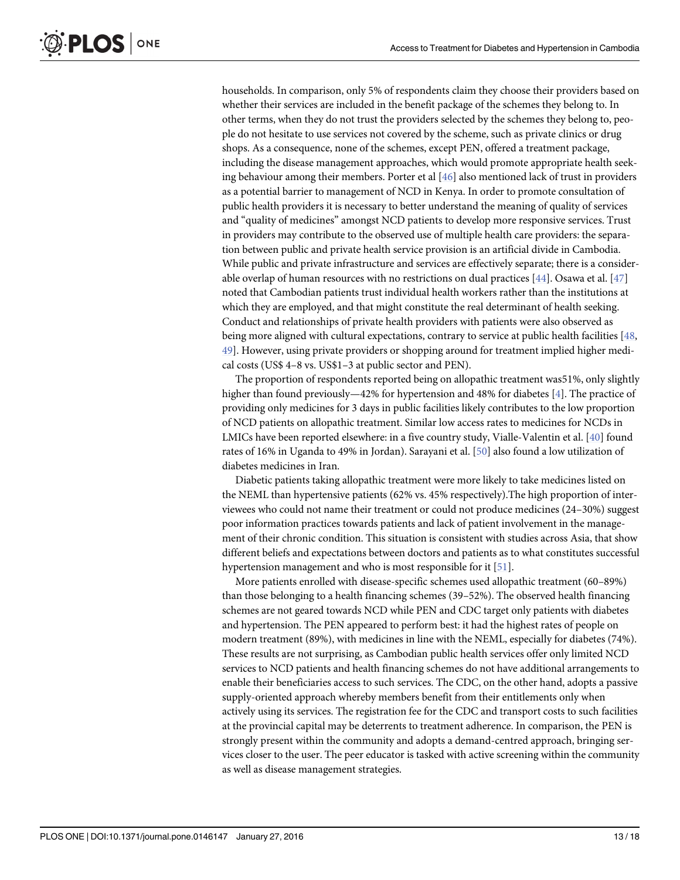households. In comparison, only 5% of respondents claim they choose their providers based on whether their services are included in the benefit package of the schemes they belong to. In other terms, when they do not trust the providers selected by the schemes they belong to, people do not hesitate to use services not covered by the scheme, such as private clinics or drug shops. As a consequence, none of the schemes, except PEN, offered a treatment package, including the disease management approaches, which would promote appropriate health seeking behaviour among their members. Porter et al [46] also mentioned lack of trust in providers as a potential barrier to management of NCD in Kenya. In order to promote consultation of public health providers it is necessary to better understand the meaning of quality of services and "quality of medicines" amongst NCD patients to develop more responsive services. Trust in providers may contribute to the observed use of multiple health care providers: the separation between public and private health service provision is an artificial divide in Cambodia. While public and private infrastructure and services are effectively separate; there is a considerable overlap of human resources with no restrictions on dual practices [44]. Osawa et al. [47] noted that Cambodian patients trust individual health workers rather than the institutions at which they are employed, and that might constitute the real determinant of health seeking. Conduct and relationships of private health providers with patients were also observed as being more aligned with cultural expectations, contrary to service at public health facilities [48, 49]. However, using private providers or shopping around for treatment implied higher medical costs (US$ 4–8 vs. US$1–3 at public sector and PEN).

The proportion of respondents reported being on allopathic treatment was51%, only slightly higher than found previously—42% for hypertension and 48% for diabetes [4]. The practice of providing only medicines for 3 days in public facilities likely contributes to the low proportion of NCD patients on allopathic treatment. Similar low access rates to medicines for NCDs in LMICs have been reported elsewhere: in a five country study, Vialle-Valentin et al. [40] found rates of 16% in Uganda to 49% in Jordan). Sarayani et al. [50] also found a low utilization of diabetes medicines in Iran.

Diabetic patients taking allopathic treatment were more likely to take medicines listed on the NEML than hypertensive patients (62% vs. 45% respectively).The high proportion of interviewees who could not name their treatment or could not produce medicines (24–30%) suggest poor information practices towards patients and lack of patient involvement in the management of their chronic condition. This situation is consistent with studies across Asia, that show different beliefs and expectations between doctors and patients as to what constitutes successful hypertension management and who is most responsible for it [51].

More patients enrolled with disease-specific schemes used allopathic treatment (60–89%) than those belonging to a health financing schemes (39–52%). The observed health financing schemes are not geared towards NCD while PEN and CDC target only patients with diabetes and hypertension. The PEN appeared to perform best: it had the highest rates of people on modern treatment (89%), with medicines in line with the NEML, especially for diabetes (74%). These results are not surprising, as Cambodian public health services offer only limited NCD services to NCD patients and health financing schemes do not have additional arrangements to enable their beneficiaries access to such services. The CDC, on the other hand, adopts a passive supply-oriented approach whereby members benefit from their entitlements only when actively using its services. The registration fee for the CDC and transport costs to such facilities at the provincial capital may be deterrents to treatment adherence. In comparison, the PEN is strongly present within the community and adopts a demand-centred approach, bringing services closer to the user. The peer educator is tasked with active screening within the community as well as disease management strategies.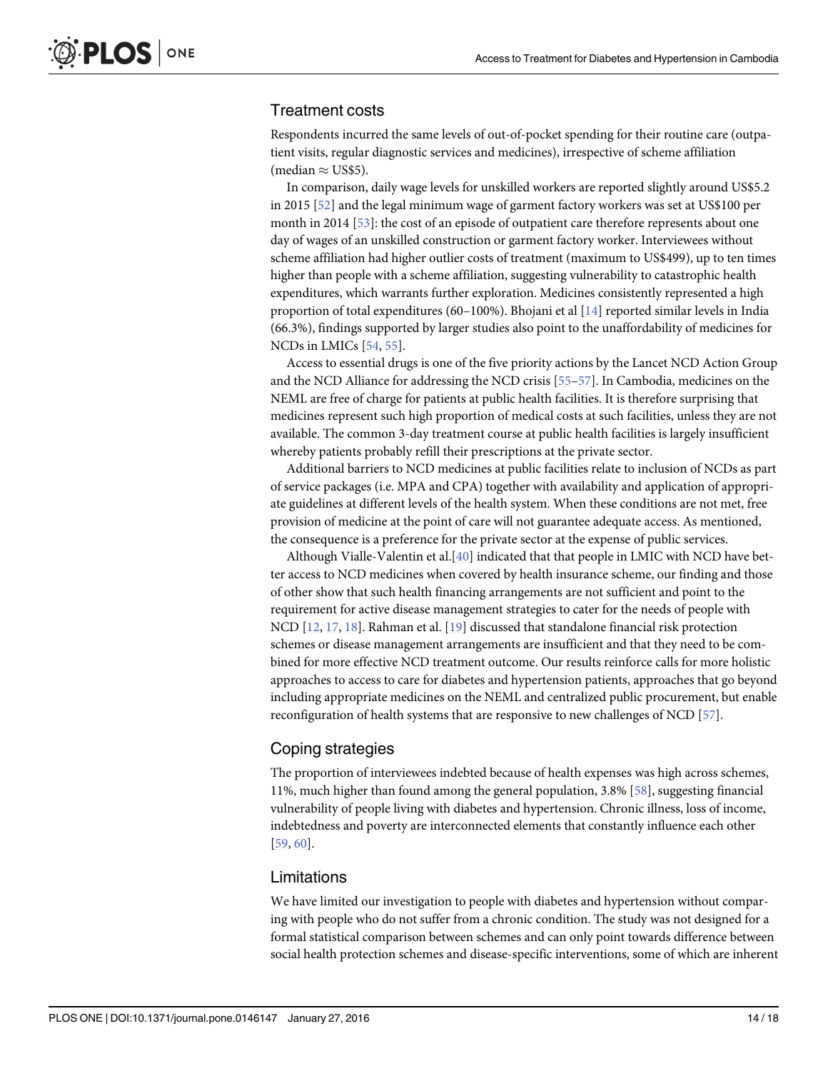### Treatment costs

Respondents incurred the same levels of out-of-pocket spending for their routine care (outpatient visits, regular diagnostic services and medicines), irrespective of scheme affiliation (median ≈ US$5).

In comparison, daily wage levels for unskilled workers are reported slightly around US$5.2 in 2015 [52] and the legal minimum wage of garment factory workers was set at US$100 per month in 2014 [53]: the cost of an episode of outpatient care therefore represents about one day of wages of an unskilled construction or garment factory worker. Interviewees without scheme affiliation had higher outlier costs of treatment (maximum to US$499), up to ten times higher than people with a scheme affiliation, suggesting vulnerability to catastrophic health expenditures, which warrants further exploration. Medicines consistently represented a high proportion of total expenditures (60–100%). Bhojani et al [14] reported similar levels in India (66.3%), findings supported by larger studies also point to the unaffordability of medicines for NCDs in LMICs [54, 55].

Access to essential drugs is one of the five priority actions by the Lancet NCD Action Group and the NCD Alliance for addressing the NCD crisis [55–57]. In Cambodia, medicines on the NEML are free of charge for patients at public health facilities. It is therefore surprising that medicines represent such high proportion of medical costs at such facilities, unless they are not available. The common 3-day treatment course at public health facilities is largely insufficient whereby patients probably refill their prescriptions at the private sector.

Additional barriers to NCD medicines at public facilities relate to inclusion of NCDs as part of service packages (i.e. MPA and CPA) together with availability and application of appropriate guidelines at different levels of the health system. When these conditions are not met, free provision of medicine at the point of care will not guarantee adequate access. As mentioned, the consequence is a preference for the private sector at the expense of public services.

Although Vialle-Valentin et al.[40] indicated that that people in LMIC with NCD have better access to NCD medicines when covered by health insurance scheme, our finding and those of other show that such health financing arrangements are not sufficient and point to the requirement for active disease management strategies to cater for the needs of people with NCD [12, 17, 18]. Rahman et al. [19] discussed that standalone financial risk protection schemes or disease management arrangements are insufficient and that they need to be combined for more effective NCD treatment outcome. Our results reinforce calls for more holistic approaches to access to care for diabetes and hypertension patients, approaches that go beyond including appropriate medicines on the NEML and centralized public procurement, but enable reconfiguration of health systems that are responsive to new challenges of NCD [57].

### Coping strategies

The proportion of interviewees indebted because of health expenses was high across schemes, 11%, much higher than found among the general population, 3.8% [58], suggesting financial vulnerability of people living with diabetes and hypertension. Chronic illness, loss of income, indebtedness and poverty are interconnected elements that constantly influence each other [59, 60].

### Limitations

We have limited our investigation to people with diabetes and hypertension without comparing with people who do not suffer from a chronic condition. The study was not designed for a formal statistical comparison between schemes and can only point towards difference between social health protection schemes and disease-specific interventions, some of which are inherent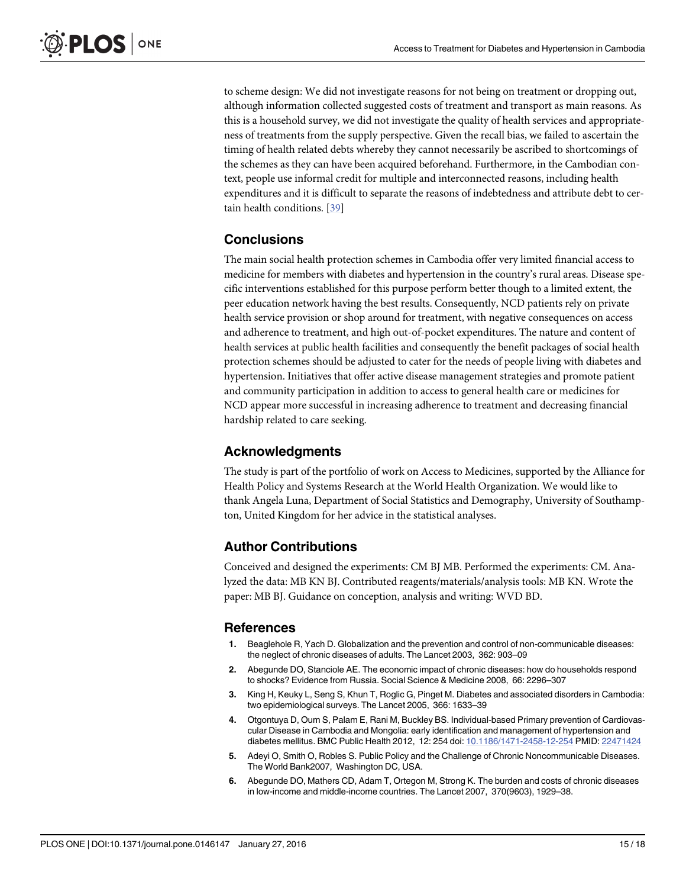to scheme design: We did not investigate reasons for not being on treatment or dropping out, although information collected suggested costs of treatment and transport as main reasons. As this is a household survey, we did not investigate the quality of health services and appropriateness of treatments from the supply perspective. Given the recall bias, we failed to ascertain the timing of health related debts whereby they cannot necessarily be ascribed to shortcomings of the schemes as they can have been acquired beforehand. Furthermore, in the Cambodian context, people use informal credit for multiple and interconnected reasons, including health expenditures and it is difficult to separate the reasons of indebtedness and attribute debt to certain health conditions. [39]

## Conclusions

The main social health protection schemes in Cambodia offer very limited financial access to medicine for members with diabetes and hypertension in the country's rural areas. Disease specific interventions established for this purpose perform better though to a limited extent, the peer education network having the best results. Consequently, NCD patients rely on private health service provision or shop around for treatment, with negative consequences on access and adherence to treatment, and high out-of-pocket expenditures. The nature and content of health services at public health facilities and consequently the benefit packages of social health protection schemes should be adjusted to cater for the needs of people living with diabetes and hypertension. Initiatives that offer active disease management strategies and promote patient and community participation in addition to access to general health care or medicines for NCD appear more successful in increasing adherence to treatment and decreasing financial hardship related to care seeking.

## Acknowledgments

The study is part of the portfolio of work on Access to Medicines, supported by the Alliance for Health Policy and Systems Research at the World Health Organization. We would like to thank Angela Luna, Department of Social Statistics and Demography, University of Southampton, United Kingdom for her advice in the statistical analyses.

## Author Contributions

Conceived and designed the experiments: CM BJ MB. Performed the experiments: CM. Analyzed the data: MB KN BJ. Contributed reagents/materials/analysis tools: MB KN. Wrote the paper: MB BJ. Guidance on conception, analysis and writing: WVD BD.

## References

1. Beaglehole R, Yach D. Globalization and the prevention and control of non-communicable diseases: the neglect of chronic diseases of adults. The Lancet 2003, 362: 903–09
2. Abegunde DO, Stanciole AE. The economic impact of chronic diseases: how do households respond to shocks? Evidence from Russia. Social Science & Medicine 2008, 66: 2296–307
3. King H, Keuky L, Seng S, Khun T, Roglic G, Pinget M. Diabetes and associated disorders in Cambodia: two epidemiological surveys. The Lancet 2005, 366: 1633–39
4. Otgontuya D, Oum S, Palam E, Rani M, Buckley BS. Individual-based Primary prevention of Cardiovascular Disease in Cambodia and Mongolia: early identification and management of hypertension and diabetes mellitus. BMC Public Health 2012, 12: 254 doi: 10.1186/1471-2458-12-254 PMID: 22471424
5. Adeyi O, Smith O, Robles S. Public Policy and the Challenge of Chronic Noncommunicable Diseases. The World Bank2007, Washington DC, USA.
6. Abegunde DO, Mathers CD, Adam T, Ortegon M, Strong K. The burden and costs of chronic diseases in low-income and middle-income countries. The Lancet 2007, 370(9603), 1929–38.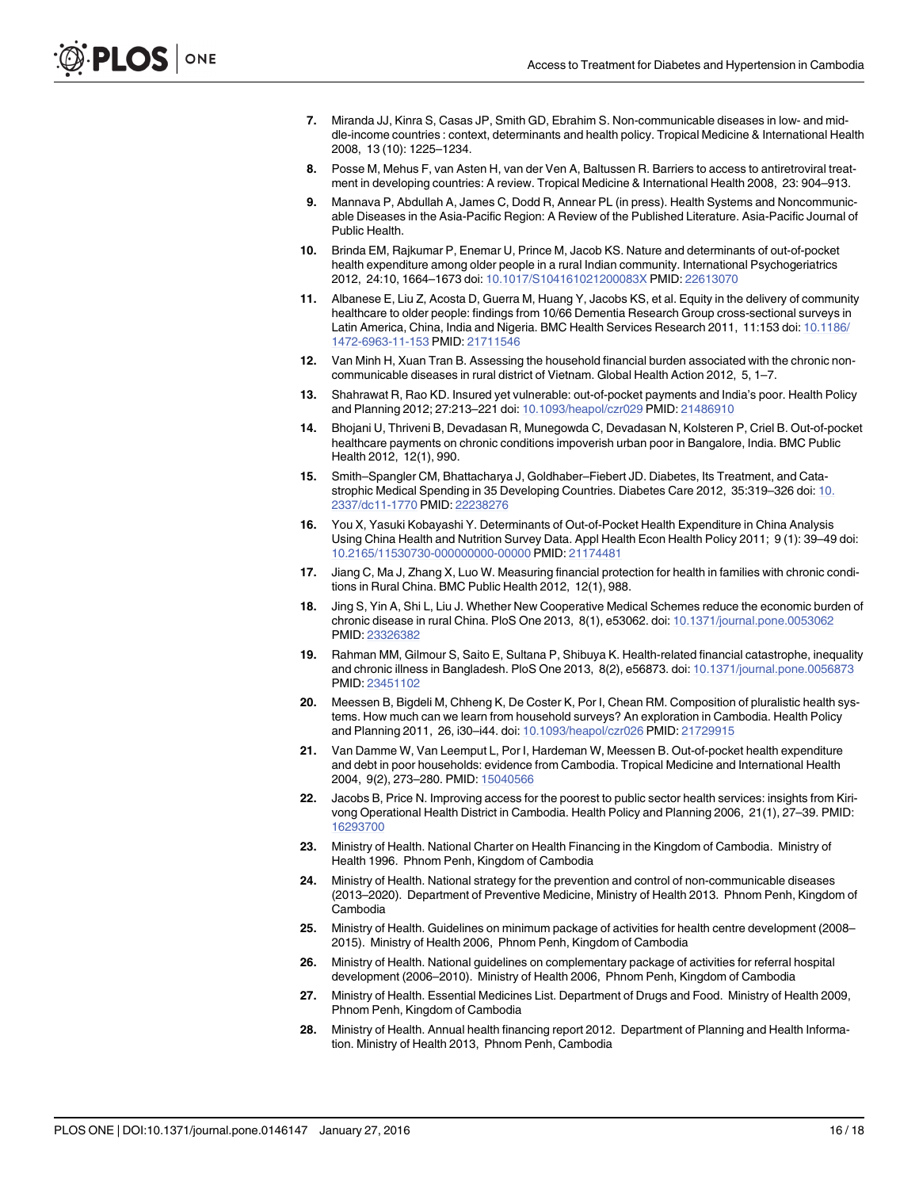7. Miranda JJ, Kinra S, Casas JP, Smith GD, Ebrahim S. Non-communicable diseases in low- and middle-income countries : context, determinants and health policy. Tropical Medicine & International Health 2008, 13 (10): 1225–1234.
8. Posse M, Mehus F, van Asten H, van der Ven A, Baltussen R. Barriers to access to antiretroviral treatment in developing countries: A review. Tropical Medicine & International Health 2008, 23: 904–913.
9. Mannava P, Abdullah A, James C, Dodd R, Annear PL (in press). Health Systems and Noncommunicable Diseases in the Asia-Pacific Region: A Review of the Published Literature. Asia-Pacific Journal of Public Health.
10. Brinda EM, Rajkumar P, Enemar U, Prince M, Jacob KS. Nature and determinants of out-of-pocket health expenditure among older people in a rural Indian community. International Psychogeriatrics 2012, 24:10, 1664–1673 doi: 10.1017/S104161021200083X PMID: 22613070
11. Albanese E, Liu Z, Acosta D, Guerra M, Huang Y, Jacobs KS, et al. Equity in the delivery of community healthcare to older people: findings from 10/66 Dementia Research Group cross-sectional surveys in Latin America, China, India and Nigeria. BMC Health Services Research 2011, 11:153 doi: 10.1186/1472-6963-11-153 PMID: 21711546
12. Van Minh H, Xuan Tran B. Assessing the household financial burden associated with the chronic non-communicable diseases in rural district of Vietnam. Global Health Action 2012, 5, 1–7.
13. Shahrawat R, Rao KD. Insured yet vulnerable: out-of-pocket payments and India's poor. Health Policy and Planning 2012; 27:213–221 doi: 10.1093/heapol/czr029 PMID: 21486910
14. Bhojani U, Thriveni B, Devadasan R, Munegowda C, Devadasan N, Kolsteren P, Criel B. Out-of-pocket healthcare payments on chronic conditions impoverish urban poor in Bangalore, India. BMC Public Health 2012, 12(1), 990.
15. Smith–Spangler CM, Bhattacharya J, Goldhaber–Fiebert JD. Diabetes, Its Treatment, and Catastrophic Medical Spending in 35 Developing Countries. Diabetes Care 2012, 35:319–326 doi: 10.2337/dc11-1770 PMID: 22238276
16. You X, Yasuki Kobayashi Y. Determinants of Out-of-Pocket Health Expenditure in China Analysis Using China Health and Nutrition Survey Data. Appl Health Econ Health Policy 2011; 9 (1): 39–49 doi: 10.2165/11530730-000000000-00000 PMID: 21174481
17. Jiang C, Ma J, Zhang X, Luo W. Measuring financial protection for health in families with chronic conditions in Rural China. BMC Public Health 2012, 12(1), 988.
18. Jing S, Yin A, Shi L, Liu J. Whether New Cooperative Medical Schemes reduce the economic burden of chronic disease in rural China. PloS One 2013, 8(1), e53062. doi: 10.1371/journal.pone.0053062 PMID: 23326382
19. Rahman MM, Gilmour S, Saito E, Sultana P, Shibuya K. Health-related financial catastrophe, inequality and chronic illness in Bangladesh. PloS One 2013, 8(2), e56873. doi: 10.1371/journal.pone.0056873 PMID: 23451102
20. Meessen B, Bigdeli M, Chheng K, De Coster K, Por I, Chean RM. Composition of pluralistic health systems. How much can we learn from household surveys? An exploration in Cambodia. Health Policy and Planning 2011, 26, i30–i44. doi: 10.1093/heapol/czr026 PMID: 21729915
21. Van Damme W, Van Leemput L, Por I, Hardeman W, Meessen B. Out-of-pocket health expenditure and debt in poor households: evidence from Cambodia. Tropical Medicine and International Health 2004, 9(2), 273–280. PMID: 15040566
22. Jacobs B, Price N. Improving access for the poorest to public sector health services: insights from Kirivong Operational Health District in Cambodia. Health Policy and Planning 2006, 21(1), 27–39. PMID: 16293700
23. Ministry of Health. National Charter on Health Financing in the Kingdom of Cambodia. Ministry of Health 1996. Phnom Penh, Kingdom of Cambodia
24. Ministry of Health. National strategy for the prevention and control of non-communicable diseases (2013–2020). Department of Preventive Medicine, Ministry of Health 2013. Phnom Penh, Kingdom of Cambodia
25. Ministry of Health. Guidelines on minimum package of activities for health centre development (2008–2015). Ministry of Health 2006, Phnom Penh, Kingdom of Cambodia
26. Ministry of Health. National guidelines on complementary package of activities for referral hospital development (2006–2010). Ministry of Health 2006, Phnom Penh, Kingdom of Cambodia
27. Ministry of Health. Essential Medicines List. Department of Drugs and Food. Ministry of Health 2009, Phnom Penh, Kingdom of Cambodia
28. Ministry of Health. Annual health financing report 2012. Department of Planning and Health Information. Ministry of Health 2013, Phnom Penh, Cambodia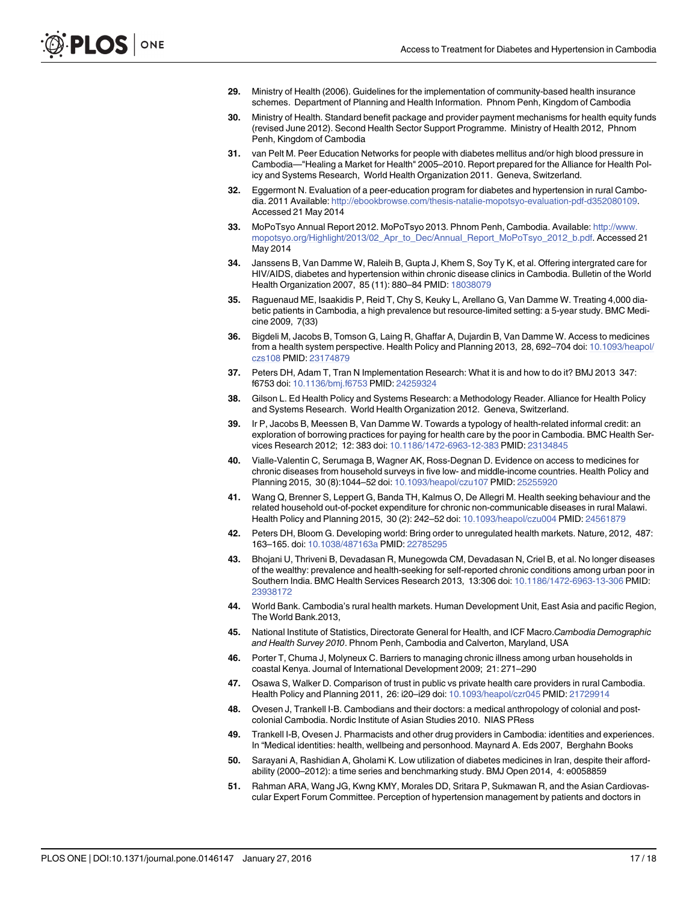29. Ministry of Health (2006). Guidelines for the implementation of community-based health insurance schemes. Department of Planning and Health Information. Phnom Penh, Kingdom of Cambodia

30. Ministry of Health. Standard benefit package and provider payment mechanisms for health equity funds (revised June 2012). Second Health Sector Support Programme. Ministry of Health 2012, Phnom Penh, Kingdom of Cambodia

31. van Pelt M. Peer Education Networks for people with diabetes mellitus and/or high blood pressure in Cambodia—"Healing a Market for Health" 2005–2010. Report prepared for the Alliance for Health Policy and Systems Research, World Health Organization 2011. Geneva, Switzerland.

32. Eggermont N. Evaluation of a peer-education program for diabetes and hypertension in rural Cambodia. 2011 Available: http://ebookbrowse.com/thesis-natalie-mopotsyo-evaluation-pdf-d352080109. Accessed 21 May 2014

33. MoPoTsyo Annual Report 2012. MoPoTsyo 2013. Phnom Penh, Cambodia. Available: http://www.mopotsyo.org/Highlight/2013/02_Apr_to_Dec/Annual_Report_MoPoTsyo_2012_b.pdf. Accessed 21 May 2014

34. Janssens B, Van Damme W, Raleih B, Gupta J, Khem S, Soy Ty K, et al. Offering intergrated care for HIV/AIDS, diabetes and hypertension within chronic disease clinics in Cambodia. Bulletin of the World Health Organization 2007, 85 (11): 880–84 PMID: 18038079

35. Raguenaud ME, Isaakidis P, Reid T, Chy S, Keuky L, Arellano G, Van Damme W. Treating 4,000 diabetic patients in Cambodia, a high prevalence but resource-limited setting: a 5-year study. BMC Medicine 2009, 7(33)

36. Bigdeli M, Jacobs B, Tomson G, Laing R, Ghaffar A, Dujardin B, Van Damme W. Access to medicines from a health system perspective. Health Policy and Planning 2013, 28, 692–704 doi: 10.1093/heapol/czs108 PMID: 23174879

37. Peters DH, Adam T, Tran N Implementation Research: What it is and how to do it? BMJ 2013 347: f6753 doi: 10.1136/bmj.f6753 PMID: 24259324

38. Gilson L. Ed Health Policy and Systems Research: a Methodology Reader. Alliance for Health Policy and Systems Research. World Health Organization 2012. Geneva, Switzerland.

39. Ir P, Jacobs B, Meessen B, Van Damme W. Towards a typology of health-related informal credit: an exploration of borrowing practices for paying for health care by the poor in Cambodia. BMC Health Services Research 2012; 12: 383 doi: 10.1186/1472-6963-12-383 PMID: 23134845

40. Vialle-Valentin C, Serumaga B, Wagner AK, Ross-Degnan D. Evidence on access to medicines for chronic diseases from household surveys in five low- and middle-income countries. Health Policy and Planning 2015, 30 (8):1044–52 doi: 10.1093/heapol/czu107 PMID: 25255920

41. Wang Q, Brenner S, Leppert G, Banda TH, Kalmus O, De Allegri M. Health seeking behaviour and the related household out-of-pocket expenditure for chronic non-communicable diseases in rural Malawi. Health Policy and Planning 2015, 30 (2): 242–52 doi: 10.1093/heapol/czu004 PMID: 24561879

42. Peters DH, Bloom G. Developing world: Bring order to unregulated health markets. Nature, 2012, 487: 163–165. doi: 10.1038/487163a PMID: 22785295

43. Bhojani U, Thriveni B, Devadasan R, Munegowda CM, Devadasan N, Criel B, et al. No longer diseases of the wealthy: prevalence and health-seeking for self-reported chronic conditions among urban poor in Southern India. BMC Health Services Research 2013, 13:306 doi: 10.1186/1472-6963-13-306 PMID: 23938172

44. World Bank. Cambodia's rural health markets. Human Development Unit, East Asia and pacific Region, The World Bank.2013,

45. National Institute of Statistics, Directorate General for Health, and ICF Macro.*Cambodia Demographic and Health Survey 2010*. Phnom Penh, Cambodia and Calverton, Maryland, USA

46. Porter T, Chuma J, Molyneux C. Barriers to managing chronic illness among urban households in coastal Kenya. Journal of International Development 2009; 21: 271–290

47. Osawa S, Walker D. Comparison of trust in public vs private health care providers in rural Cambodia. Health Policy and Planning 2011, 26: i20–i29 doi: 10.1093/heapol/czr045 PMID: 21729914

48. Ovesen J, Trankell I-B. Cambodians and their doctors: a medical anthropology of colonial and post-colonial Cambodia. Nordic Institute of Asian Studies 2010. NIAS PRess

49. Trankell I-B, Ovesen J. Pharmacists and other drug providers in Cambodia: identities and experiences. In "Medical identities: health, wellbeing and personhood. Maynard A. Eds 2007, Berghahn Books

50. Sarayani A, Rashidian A, Gholami K. Low utilization of diabetes medicines in Iran, despite their affordability (2000–2012): a time series and benchmarking study. BMJ Open 2014, 4: e0058859

51. Rahman ARA, Wang JG, Kwng KMY, Morales DD, Sritara P, Sukmawan R, and the Asian Cardiovascular Expert Forum Committee. Perception of hypertension management by patients and doctors in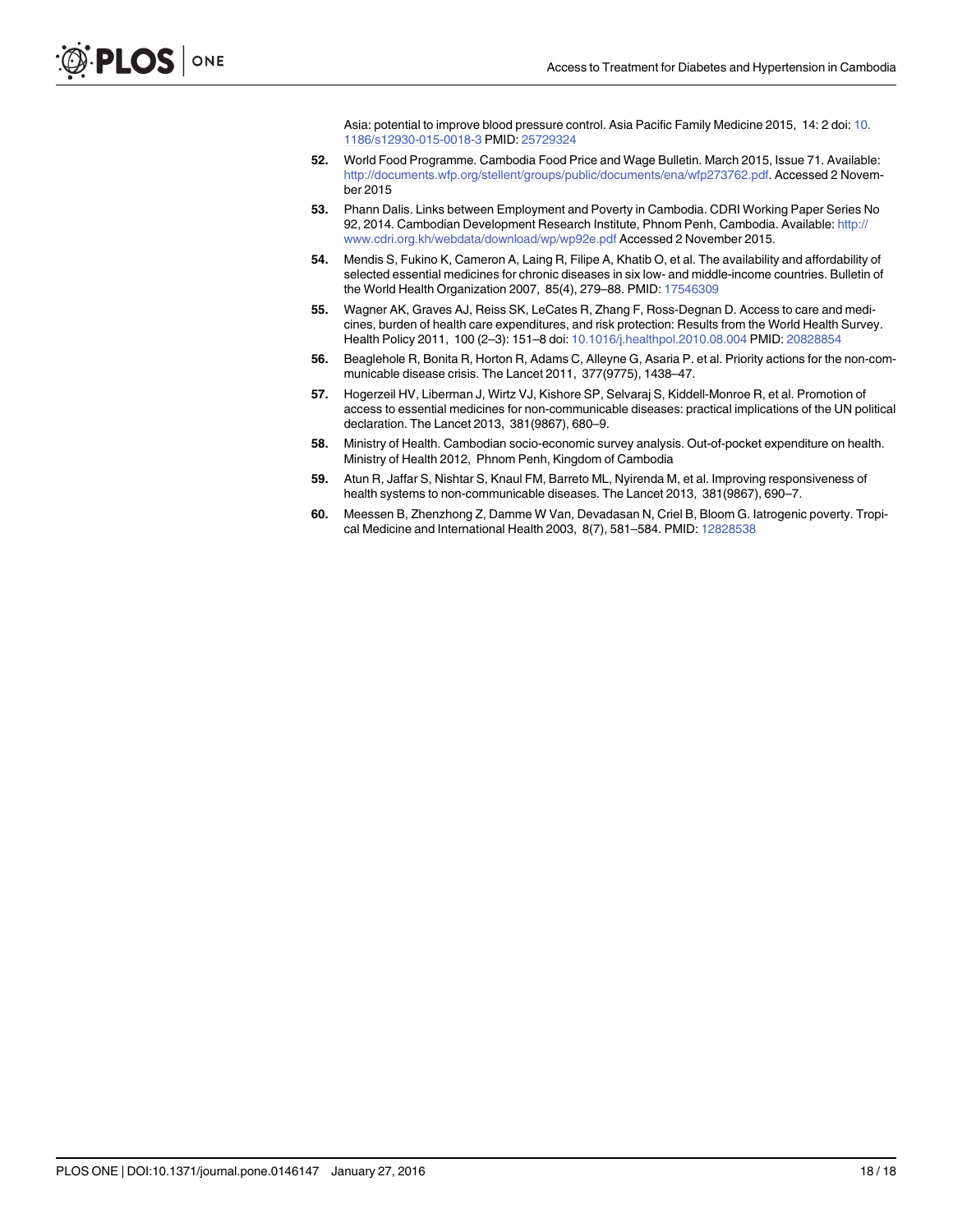Asia: potential to improve blood pressure control. Asia Pacific Family Medicine 2015, 14: 2 doi: 10.1186/s12930-015-0018-3 PMID: 25729324

52. World Food Programme. Cambodia Food Price and Wage Bulletin. March 2015, Issue 71. Available: http://documents.wfp.org/stellent/groups/public/documents/ena/wfp273762.pdf. Accessed 2 November 2015

53. Phann Dalis. Links between Employment and Poverty in Cambodia. CDRI Working Paper Series No 92, 2014. Cambodian Development Research Institute, Phnom Penh, Cambodia. Available: http://www.cdri.org.kh/webdata/download/wp/wp92e.pdf Accessed 2 November 2015.

54. Mendis S, Fukino K, Cameron A, Laing R, Filipe A, Khatib O, et al. The availability and affordability of selected essential medicines for chronic diseases in six low- and middle-income countries. Bulletin of the World Health Organization 2007, 85(4), 279–88. PMID: 17546309

55. Wagner AK, Graves AJ, Reiss SK, LeCates R, Zhang F, Ross-Degnan D. Access to care and medicines, burden of health care expenditures, and risk protection: Results from the World Health Survey. Health Policy 2011, 100 (2–3): 151–8 doi: 10.1016/j.healthpol.2010.08.004 PMID: 20828854

56. Beaglehole R, Bonita R, Horton R, Adams C, Alleyne G, Asaria P. et al. Priority actions for the non-communicable disease crisis. The Lancet 2011, 377(9775), 1438–47.

57. Hogerzeil HV, Liberman J, Wirtz VJ, Kishore SP, Selvaraj S, Kiddell-Monroe R, et al. Promotion of access to essential medicines for non-communicable diseases: practical implications of the UN political declaration. The Lancet 2013, 381(9867), 680–9.

58. Ministry of Health. Cambodian socio-economic survey analysis. Out-of-pocket expenditure on health. Ministry of Health 2012, Phnom Penh, Kingdom of Cambodia

59. Atun R, Jaffar S, Nishtar S, Knaul FM, Barreto ML, Nyirenda M, et al. Improving responsiveness of health systems to non-communicable diseases. The Lancet 2013, 381(9867), 690–7.

60. Meessen B, Zhenzhong Z, Damme W Van, Devadasan N, Criel B, Bloom G. Iatrogenic poverty. Tropical Medicine and International Health 2003, 8(7), 581–584. PMID: 12828538